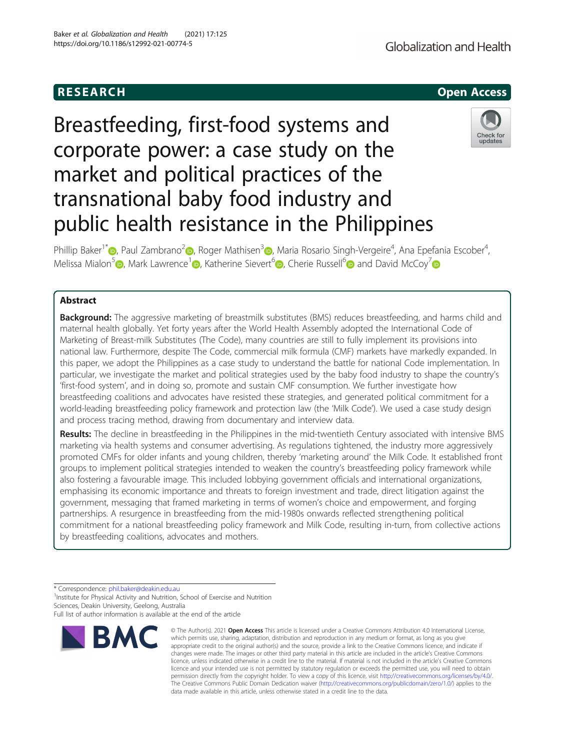RESEARCH

Open Access

# Breastfeeding, first-food systems and corporate power: a case study on the market and political practices of the transnational baby food industry and public health resistance in the Philippines

Phillip Baker[1*], Paul Zambrano[2], Roger Mathisen[3], Maria Rosario Singh-Vergeire[4], Ana Epefania Escober[4], Melissa Mialon[5], Mark Lawrence[1], Katherine Sievert[6], Cherie Russell[6] and David McCoy[7]

## Abstract

**Background:** The aggressive marketing of breastmilk substitutes (BMS) reduces breastfeeding, and harms child and maternal health globally. Yet forty years after the World Health Assembly adopted the International Code of Marketing of Breast-milk Substitutes (The Code), many countries are still to fully implement its provisions into national law. Furthermore, despite The Code, commercial milk formula (CMF) markets have markedly expanded. In this paper, we adopt the Philippines as a case study to understand the battle for national Code implementation. In particular, we investigate the market and political strategies used by the baby food industry to shape the country's 'first-food system', and in doing so, promote and sustain CMF consumption. We further investigate how breastfeeding coalitions and advocates have resisted these strategies, and generated political commitment for a world-leading breastfeeding policy framework and protection law (the 'Milk Code'). We used a case study design and process tracing method, drawing from documentary and interview data.

**Results:** The decline in breastfeeding in the Philippines in the mid-twentieth Century associated with intensive BMS marketing via health systems and consumer advertising. As regulations tightened, the industry more aggressively promoted CMFs for older infants and young children, thereby 'marketing around' the Milk Code. It established front groups to implement political strategies intended to weaken the country's breastfeeding policy framework while also fostering a favourable image. This included lobbying government officials and international organizations, emphasising its economic importance and threats to foreign investment and trade, direct litigation against the government, messaging that framed marketing in terms of women's choice and empowerment, and forging partnerships. A resurgence in breastfeeding from the mid-1980s onwards reflected strengthening political commitment for a national breastfeeding policy framework and Milk Code, resulting in-turn, from collective actions by breastfeeding coalitions, advocates and mothers.

* Correspondence: phil.baker@deakin.edu.au

[1]Institute for Physical Activity and Nutrition, School of Exercise and Nutrition Sciences, Deakin University, Geelong, Australia

Full list of author information is available at the end of the article

© The Author(s). 2021 **Open Access** This article is licensed under a Creative Commons Attribution 4.0 International License, which permits use, sharing, adaptation, distribution and reproduction in any medium or format, as long as you give appropriate credit to the original author(s) and the source, provide a link to the Creative Commons licence, and indicate if changes were made. The images or other third party material in this article are included in the article's Creative Commons licence, unless indicated otherwise in a credit line to the material. If material is not included in the article's Creative Commons licence and your intended use is not permitted by statutory regulation or exceeds the permitted use, you will need to obtain permission directly from the copyright holder. To view a copy of this licence, visit http://creativecommons.org/licenses/by/4.0/. The Creative Commons Public Domain Dedication waiver (http://creativecommons.org/publicdomain/zero/1.0/) applies to the data made available in this article, unless otherwise stated in a credit line to the data.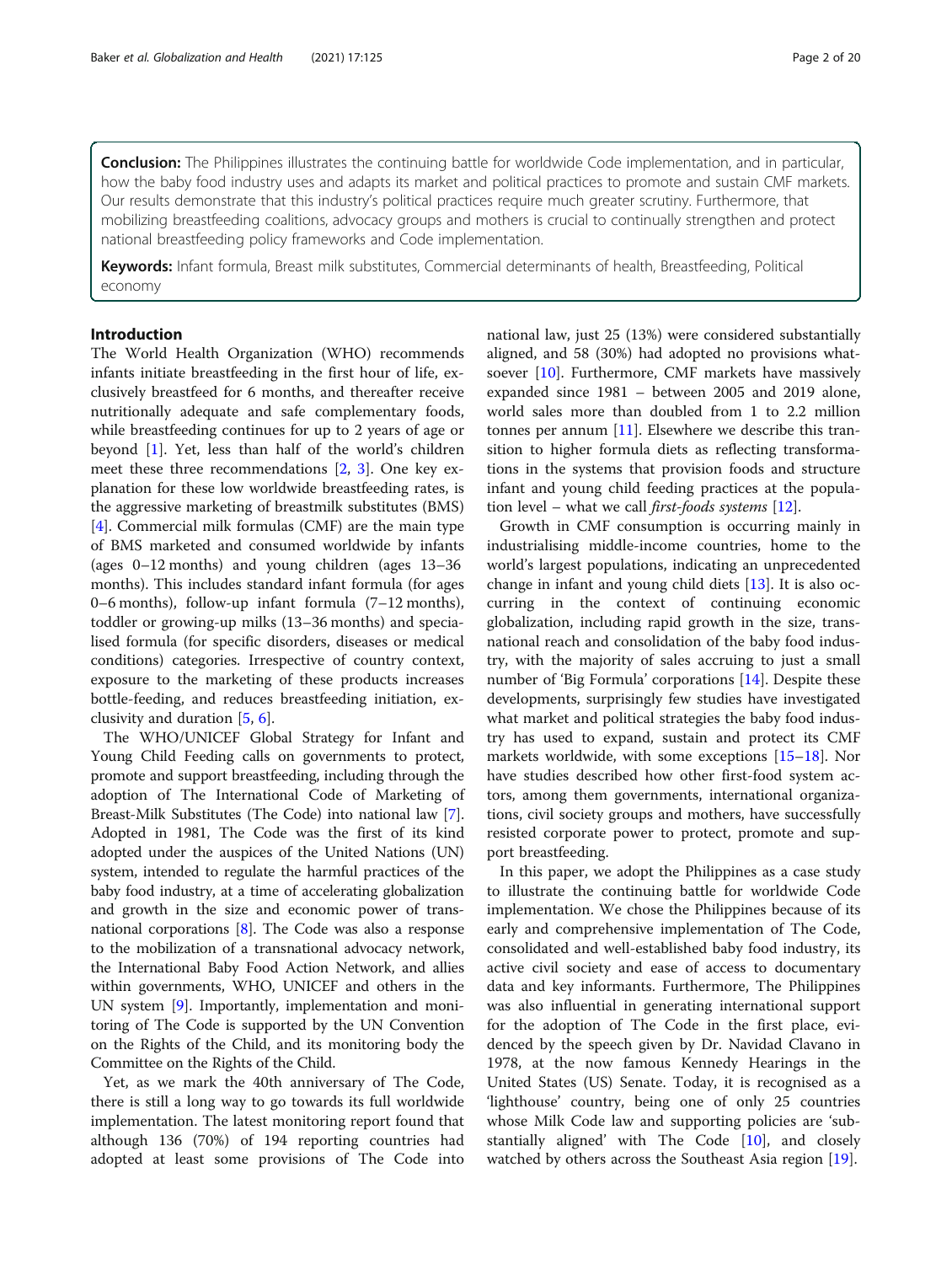**Conclusion:** The Philippines illustrates the continuing battle for worldwide Code implementation, and in particular, how the baby food industry uses and adapts its market and political practices to promote and sustain CMF markets. Our results demonstrate that this industry's political practices require much greater scrutiny. Furthermore, that mobilizing breastfeeding coalitions, advocacy groups and mothers is crucial to continually strengthen and protect national breastfeeding policy frameworks and Code implementation.

**Keywords:** Infant formula, Breast milk substitutes, Commercial determinants of health, Breastfeeding, Political economy

## Introduction

The World Health Organization (WHO) recommends infants initiate breastfeeding in the first hour of life, exclusively breastfeed for 6 months, and thereafter receive nutritionally adequate and safe complementary foods, while breastfeeding continues for up to 2 years of age or beyond [1]. Yet, less than half of the world's children meet these three recommendations [2, 3]. One key explanation for these low worldwide breastfeeding rates, is the aggressive marketing of breastmilk substitutes (BMS) [4]. Commercial milk formulas (CMF) are the main type of BMS marketed and consumed worldwide by infants (ages 0–12 months) and young children (ages 13–36 months). This includes standard infant formula (for ages 0–6 months), follow-up infant formula (7–12 months), toddler or growing-up milks (13–36 months) and specialised formula (for specific disorders, diseases or medical conditions) categories. Irrespective of country context, exposure to the marketing of these products increases bottle-feeding, and reduces breastfeeding initiation, exclusivity and duration [5, 6].

The WHO/UNICEF Global Strategy for Infant and Young Child Feeding calls on governments to protect, promote and support breastfeeding, including through the adoption of The International Code of Marketing of Breast-Milk Substitutes (The Code) into national law [7]. Adopted in 1981, The Code was the first of its kind adopted under the auspices of the United Nations (UN) system, intended to regulate the harmful practices of the baby food industry, at a time of accelerating globalization and growth in the size and economic power of transnational corporations [8]. The Code was also a response to the mobilization of a transnational advocacy network, the International Baby Food Action Network, and allies within governments, WHO, UNICEF and others in the UN system [9]. Importantly, implementation and monitoring of The Code is supported by the UN Convention on the Rights of the Child, and its monitoring body the Committee on the Rights of the Child.

Yet, as we mark the 40th anniversary of The Code, there is still a long way to go towards its full worldwide implementation. The latest monitoring report found that although 136 (70%) of 194 reporting countries had adopted at least some provisions of The Code into national law, just 25 (13%) were considered substantially aligned, and 58 (30%) had adopted no provisions whatsoever [10]. Furthermore, CMF markets have massively expanded since 1981 – between 2005 and 2019 alone, world sales more than doubled from 1 to 2.2 million tonnes per annum [11]. Elsewhere we describe this transition to higher formula diets as reflecting transformations in the systems that provision foods and structure infant and young child feeding practices at the population level – what we call *first-foods systems* [12].

Growth in CMF consumption is occurring mainly in industrialising middle-income countries, home to the world's largest populations, indicating an unprecedented change in infant and young child diets [13]. It is also occurring in the context of continuing economic globalization, including rapid growth in the size, transnational reach and consolidation of the baby food industry, with the majority of sales accruing to just a small number of 'Big Formula' corporations [14]. Despite these developments, surprisingly few studies have investigated what market and political strategies the baby food industry has used to expand, sustain and protect its CMF markets worldwide, with some exceptions [15–18]. Nor have studies described how other first-food system actors, among them governments, international organizations, civil society groups and mothers, have successfully resisted corporate power to protect, promote and support breastfeeding.

In this paper, we adopt the Philippines as a case study to illustrate the continuing battle for worldwide Code implementation. We chose the Philippines because of its early and comprehensive implementation of The Code, consolidated and well-established baby food industry, its active civil society and ease of access to documentary data and key informants. Furthermore, The Philippines was also influential in generating international support for the adoption of The Code in the first place, evidenced by the speech given by Dr. Navidad Clavano in 1978, at the now famous Kennedy Hearings in the United States (US) Senate. Today, it is recognised as a 'lighthouse' country, being one of only 25 countries whose Milk Code law and supporting policies are 'substantially aligned' with The Code [10], and closely watched by others across the Southeast Asia region [19].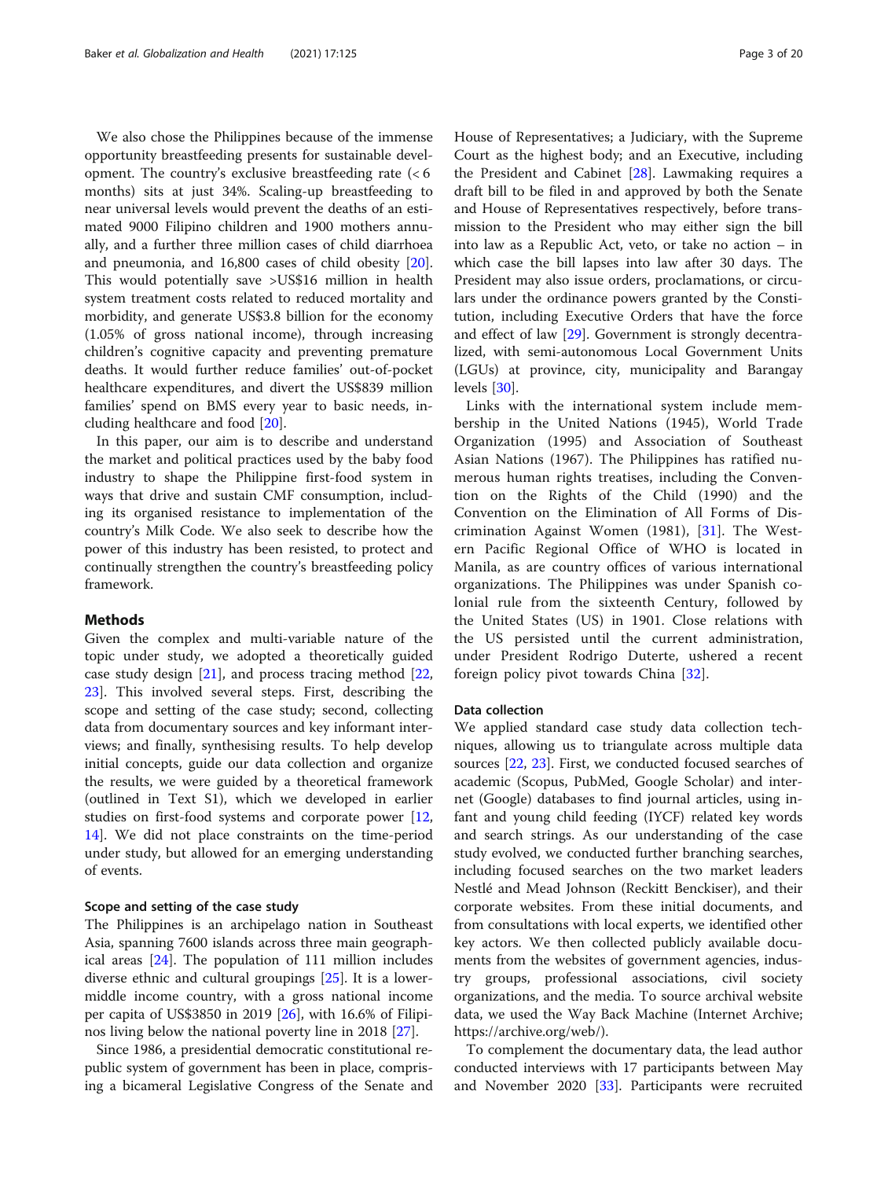We also chose the Philippines because of the immense opportunity breastfeeding presents for sustainable development. The country's exclusive breastfeeding rate (< 6 months) sits at just 34%. Scaling-up breastfeeding to near universal levels would prevent the deaths of an estimated 9000 Filipino children and 1900 mothers annually, and a further three million cases of child diarrhoea and pneumonia, and 16,800 cases of child obesity [20]. This would potentially save >US$16 million in health system treatment costs related to reduced mortality and morbidity, and generate US$3.8 billion for the economy (1.05% of gross national income), through increasing children's cognitive capacity and preventing premature deaths. It would further reduce families' out-of-pocket healthcare expenditures, and divert the US$839 million families' spend on BMS every year to basic needs, including healthcare and food [20].

In this paper, our aim is to describe and understand the market and political practices used by the baby food industry to shape the Philippine first-food system in ways that drive and sustain CMF consumption, including its organised resistance to implementation of the country's Milk Code. We also seek to describe how the power of this industry has been resisted, to protect and continually strengthen the country's breastfeeding policy framework.

## Methods

Given the complex and multi-variable nature of the topic under study, we adopted a theoretically guided case study design [21], and process tracing method [22, 23]. This involved several steps. First, describing the scope and setting of the case study; second, collecting data from documentary sources and key informant interviews; and finally, synthesising results. To help develop initial concepts, guide our data collection and organize the results, we were guided by a theoretical framework (outlined in Text S1), which we developed in earlier studies on first-food systems and corporate power [12, 14]. We did not place constraints on the time-period under study, but allowed for an emerging understanding of events.

### Scope and setting of the case study

The Philippines is an archipelago nation in Southeast Asia, spanning 7600 islands across three main geographical areas [24]. The population of 111 million includes diverse ethnic and cultural groupings [25]. It is a lower-middle income country, with a gross national income per capita of US$3850 in 2019 [26], with 16.6% of Filipinos living below the national poverty line in 2018 [27].

Since 1986, a presidential democratic constitutional republic system of government has been in place, comprising a bicameral Legislative Congress of the Senate and House of Representatives; a Judiciary, with the Supreme Court as the highest body; and an Executive, including the President and Cabinet [28]. Lawmaking requires a draft bill to be filed in and approved by both the Senate and House of Representatives respectively, before transmission to the President who may either sign the bill into law as a Republic Act, veto, or take no action – in which case the bill lapses into law after 30 days. The President may also issue orders, proclamations, or circulars under the ordinance powers granted by the Constitution, including Executive Orders that have the force and effect of law [29]. Government is strongly decentralized, with semi-autonomous Local Government Units (LGUs) at province, city, municipality and Barangay levels [30].

Links with the international system include membership in the United Nations (1945), World Trade Organization (1995) and Association of Southeast Asian Nations (1967). The Philippines has ratified numerous human rights treatises, including the Convention on the Rights of the Child (1990) and the Convention on the Elimination of All Forms of Discrimination Against Women (1981), [31]. The Western Pacific Regional Office of WHO is located in Manila, as are country offices of various international organizations. The Philippines was under Spanish colonial rule from the sixteenth Century, followed by the United States (US) in 1901. Close relations with the US persisted until the current administration, under President Rodrigo Duterte, ushered a recent foreign policy pivot towards China [32].

### Data collection

We applied standard case study data collection techniques, allowing us to triangulate across multiple data sources [22, 23]. First, we conducted focused searches of academic (Scopus, PubMed, Google Scholar) and internet (Google) databases to find journal articles, using infant and young child feeding (IYCF) related key words and search strings. As our understanding of the case study evolved, we conducted further branching searches, including focused searches on the two market leaders Nestlé and Mead Johnson (Reckitt Benckiser), and their corporate websites. From these initial documents, and from consultations with local experts, we identified other key actors. We then collected publicly available documents from the websites of government agencies, industry groups, professional associations, civil society organizations, and the media. To source archival website data, we used the Way Back Machine (Internet Archive; https://archive.org/web/).

To complement the documentary data, the lead author conducted interviews with 17 participants between May and November 2020 [33]. Participants were recruited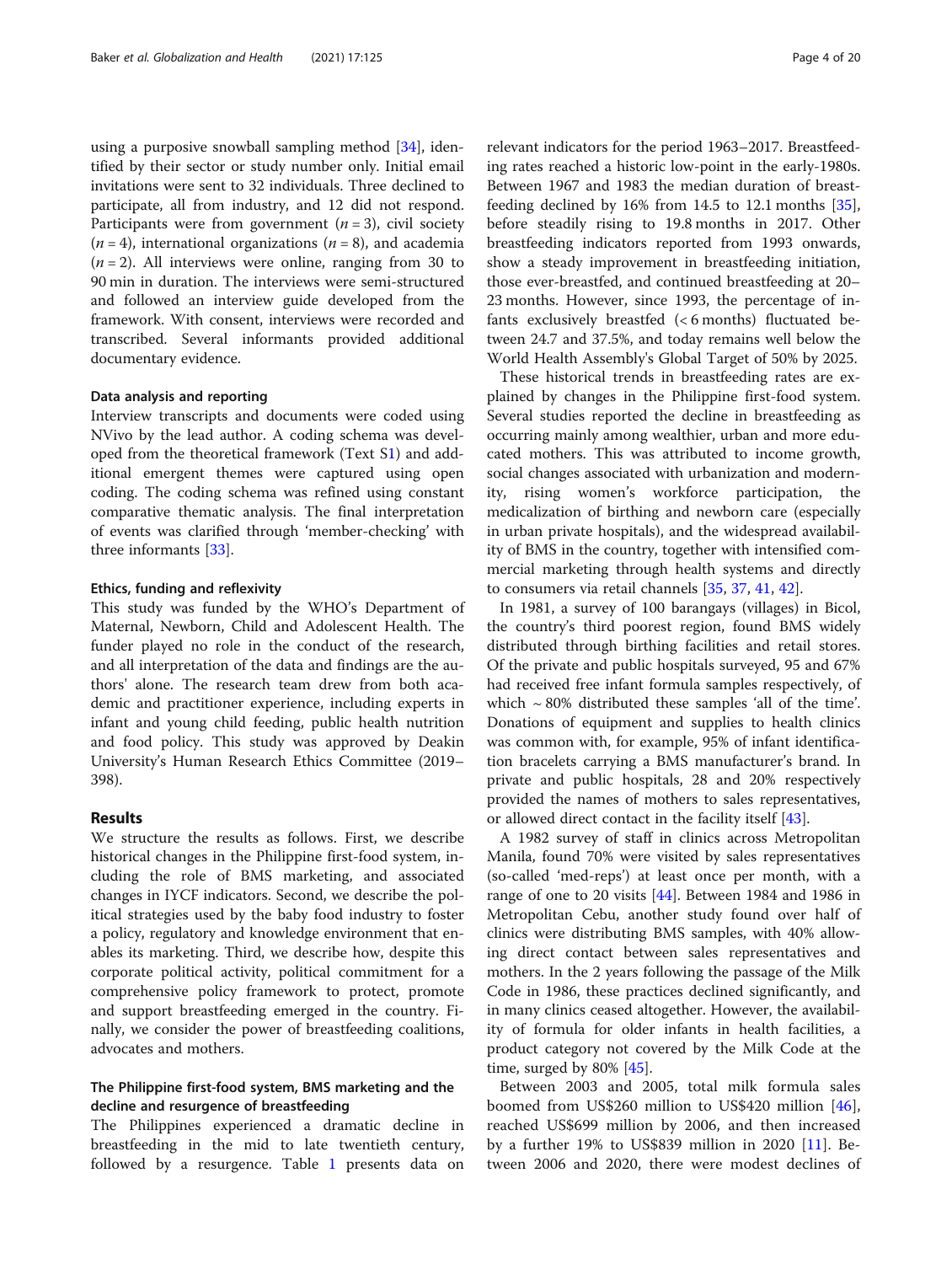using a purposive snowball sampling method [34], identified by their sector or study number only. Initial email invitations were sent to 32 individuals. Three declined to participate, all from industry, and 12 did not respond. Participants were from government ($n = 3$), civil society ($n = 4$), international organizations ($n = 8$), and academia ($n = 2$). All interviews were online, ranging from 30 to 90 min in duration. The interviews were semi-structured and followed an interview guide developed from the framework. With consent, interviews were recorded and transcribed. Several informants provided additional documentary evidence.

#### Data analysis and reporting

Interview transcripts and documents were coded using NVivo by the lead author. A coding schema was developed from the theoretical framework (Text S1) and additional emergent themes were captured using open coding. The coding schema was refined using constant comparative thematic analysis. The final interpretation of events was clarified through 'member-checking' with three informants [33].

#### Ethics, funding and reflexivity

This study was funded by the WHO's Department of Maternal, Newborn, Child and Adolescent Health. The funder played no role in the conduct of the research, and all interpretation of the data and findings are the authors' alone. The research team drew from both academic and practitioner experience, including experts in infant and young child feeding, public health nutrition and food policy. This study was approved by Deakin University's Human Research Ethics Committee (2019–398).

## Results

We structure the results as follows. First, we describe historical changes in the Philippine first-food system, including the role of BMS marketing, and associated changes in IYCF indicators. Second, we describe the political strategies used by the baby food industry to foster a policy, regulatory and knowledge environment that enables its marketing. Third, we describe how, despite this corporate political activity, political commitment for a comprehensive policy framework to protect, promote and support breastfeeding emerged in the country. Finally, we consider the power of breastfeeding coalitions, advocates and mothers.

### The Philippine first-food system, BMS marketing and the decline and resurgence of breastfeeding

The Philippines experienced a dramatic decline in breastfeeding in the mid to late twentieth century, followed by a resurgence. Table 1 presents data on relevant indicators for the period 1963–2017. Breastfeeding rates reached a historic low-point in the early-1980s. Between 1967 and 1983 the median duration of breastfeeding declined by 16% from 14.5 to 12.1 months [35], before steadily rising to 19.8 months in 2017. Other breastfeeding indicators reported from 1993 onwards, show a steady improvement in breastfeeding initiation, those ever-breastfed, and continued breastfeeding at 20–23 months. However, since 1993, the percentage of infants exclusively breastfed (< 6 months) fluctuated between 24.7 and 37.5%, and today remains well below the World Health Assembly's Global Target of 50% by 2025.

These historical trends in breastfeeding rates are explained by changes in the Philippine first-food system. Several studies reported the decline in breastfeeding as occurring mainly among wealthier, urban and more educated mothers. This was attributed to income growth, social changes associated with urbanization and modernity, rising women's workforce participation, the medicalization of birthing and newborn care (especially in urban private hospitals), and the widespread availability of BMS in the country, together with intensified commercial marketing through health systems and directly to consumers via retail channels [35, 37, 41, 42].

In 1981, a survey of 100 barangays (villages) in Bicol, the country's third poorest region, found BMS widely distributed through birthing facilities and retail stores. Of the private and public hospitals surveyed, 95 and 67% had received free infant formula samples respectively, of which ~ 80% distributed these samples 'all of the time'. Donations of equipment and supplies to health clinics was common with, for example, 95% of infant identification bracelets carrying a BMS manufacturer's brand. In private and public hospitals, 28 and 20% respectively provided the names of mothers to sales representatives, or allowed direct contact in the facility itself [43].

A 1982 survey of staff in clinics across Metropolitan Manila, found 70% were visited by sales representatives (so-called 'med-reps') at least once per month, with a range of one to 20 visits [44]. Between 1984 and 1986 in Metropolitan Cebu, another study found over half of clinics were distributing BMS samples, with 40% allowing direct contact between sales representatives and mothers. In the 2 years following the passage of the Milk Code in 1986, these practices declined significantly, and in many clinics ceased altogether. However, the availability of formula for older infants in health facilities, a product category not covered by the Milk Code at the time, surged by 80% [45].

Between 2003 and 2005, total milk formula sales boomed from US$260 million to US$420 million [46], reached US$699 million by 2006, and then increased by a further 19% to US$839 million in 2020 [11]. Between 2006 and 2020, there were modest declines of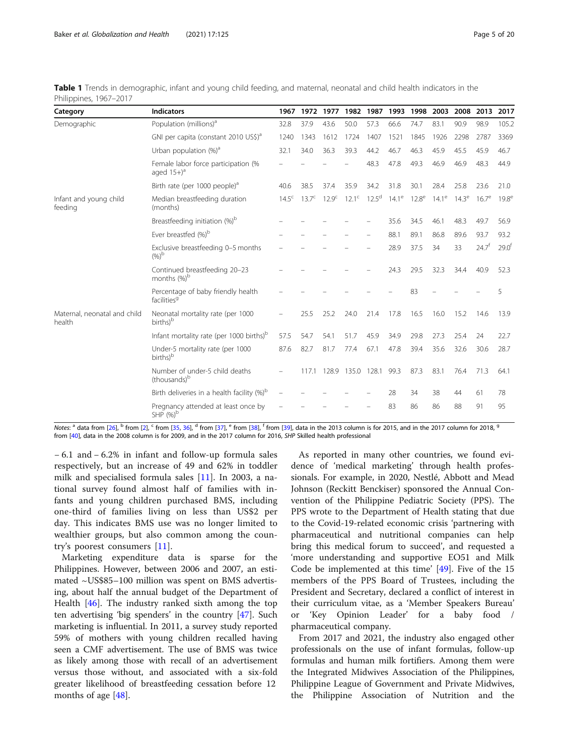**Table 1** Trends in demographic, infant and young child feeding, and maternal, neonatal and child health indicators in the Philippines, 1967–2017

| Category | Indicators | 1967 | 1972 | 1977 | 1982 | 1987 | 1993 | 1998 | 2003 | 2008 | 2013 | 2017 |
|---|---|---|---|---|---|---|---|---|---|---|---|---|
| Demographic | Population (millions)[a] | 32.8 | 37.9 | 43.6 | 50.0 | 57.3 | 66.6 | 74.7 | 83.1 | 90.9 | 98.9 | 105.2 |
| | GNI per capita (constant 2010 US$)[a] | 1240 | 1343 | 1612 | 1724 | 1407 | 1521 | 1845 | 1926 | 2298 | 2787 | 3369 |
| | Urban population (%)[a] | 32.1 | 34.0 | 36.3 | 39.3 | 44.2 | 46.7 | 46.3 | 45.9 | 45.5 | 45.9 | 46.7 |
| | Female labor force participation (% aged 15+)[a] | – | – | – | – | 48.3 | 47.8 | 49.3 | 46.9 | 46.9 | 48.3 | 44.9 |
| | Birth rate (per 1000 people)[a] | 40.6 | 38.5 | 37.4 | 35.9 | 34.2 | 31.8 | 30.1 | 28.4 | 25.8 | 23.6 | 21.0 |
| Infant and young child feeding | Median breastfeeding duration (months) | 14.5[c] | 13.7[c] | 12.9[c] | 12.1[c] | 12.5[d] | 14.1[e] | 12.8[e] | 14.1[e] | 14.3[e] | 16.7[e] | 19.8[e] |
| | Breastfeeding initiation (%)[b] | – | – | – | – | – | 35.6 | 34.5 | 46.1 | 48.3 | 49.7 | 56.9 |
| | Ever breastfed (%)[b] | – | – | – | – | – | 88.1 | 89.1 | 86.8 | 89.6 | 93.7 | 93.2 |
| | Exclusive breastfeeding 0–5 months (%)[b] | – | – | – | – | – | 28.9 | 37.5 | 34 | 33 | 24.7[f] | 29.0[f] |
| | Continued breastfeeding 20–23 months (%)[b] | – | – | – | – | – | 24.3 | 29.5 | 32.3 | 34.4 | 40.9 | 52.3 |
| | Percentage of baby friendly health facilities[g] | – | – | – | – | – | – | 83 | – | – | – | 5 |
| Maternal, neonatal and child health | Neonatal mortality rate (per 1000 births)[b] | – | 25.5 | 25.2 | 24.0 | 21.4 | 17.8 | 16.5 | 16.0 | 15.2 | 14.6 | 13.9 |
| | Infant mortality rate (per 1000 births)[b] | 57.5 | 54.7 | 54.1 | 51.7 | 45.9 | 34.9 | 29.8 | 27.3 | 25.4 | 24 | 22.7 |
| | Under-5 mortality rate (per 1000 births)[b] | 87.6 | 82.7 | 81.7 | 77.4 | 67.1 | 47.8 | 39.4 | 35.6 | 32.6 | 30.6 | 28.7 |
| | Number of under-5 child deaths (thousands)[b] | – | 117.1 | 128.9 | 135.0 | 128.1 | 99.3 | 87.3 | 83.1 | 76.4 | 71.3 | 64.1 |
| | Birth deliveries in a health facility (%)[b] | – | – | – | – | – | 28 | 34 | 38 | 44 | 61 | 78 |
| | Pregnancy attended at least once by SHP (%)[b] | – | – | – | – | – | 83 | 86 | 86 | 88 | 91 | 95 |

*Notes*: [a] data from [26], [b] from [2], [c] from [35, 36], [d] from [37], [e] from [38], [f] from [39], data in the 2013 column is for 2015, and in the 2017 column for 2018, [g] from [40], data in the 2008 column is for 2009, and in the 2017 column for 2016, *SHP* Skilled health professional

– 6.1 and – 6.2% in infant and follow-up formula sales respectively, but an increase of 49 and 62% in toddler milk and specialised formula sales [11]. In 2003, a national survey found almost half of families with infants and young children purchased BMS, including one-third of families living on less than US$2 per day. This indicates BMS use was no longer limited to wealthier groups, but also common among the country's poorest consumers [11].

Marketing expenditure data is sparse for the Philippines. However, between 2006 and 2007, an estimated ~US$85–100 million was spent on BMS advertising, about half the annual budget of the Department of Health [46]. The industry ranked sixth among the top ten advertising 'big spenders' in the country [47]. Such marketing is influential. In 2011, a survey study reported 59% of mothers with young children recalled having seen a CMF advertisement. The use of BMS was twice as likely among those with recall of an advertisement versus those without, and associated with a six-fold greater likelihood of breastfeeding cessation before 12 months of age [48].

As reported in many other countries, we found evidence of 'medical marketing' through health professionals. For example, in 2020, Nestlé, Abbott and Mead Johnson (Reckitt Benckiser) sponsored the Annual Convention of the Philippine Pediatric Society (PPS). The PPS wrote to the Department of Health stating that due to the Covid-19-related economic crisis 'partnering with pharmaceutical and nutritional companies can help bring this medical forum to succeed', and requested a 'more understanding and supportive EO51 and Milk Code be implemented at this time' [49]. Five of the 15 members of the PPS Board of Trustees, including the President and Secretary, declared a conflict of interest in their curriculum vitae, as a 'Member Speakers Bureau' or 'Key Opinion Leader' for a baby food / pharmaceutical company.

From 2017 and 2021, the industry also engaged other professionals on the use of infant formulas, follow-up formulas and human milk fortifiers. Among them were the Integrated Midwives Association of the Philippines, Philippine League of Government and Private Midwives, the Philippine Association of Nutrition and the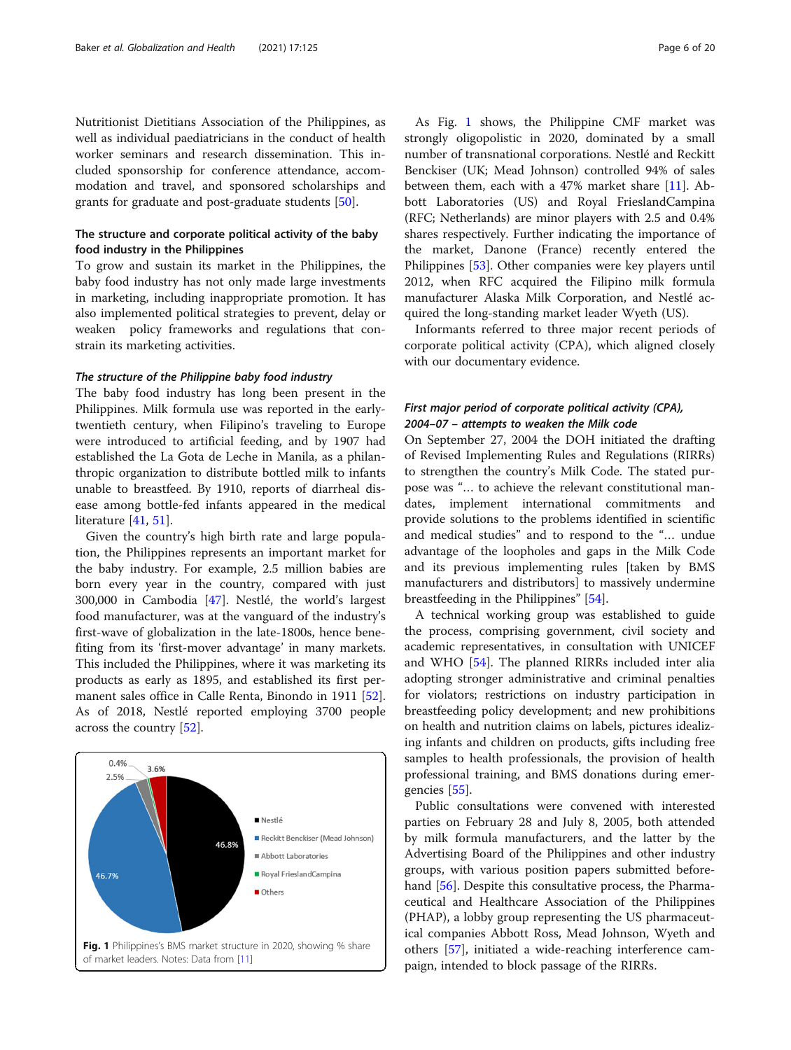Nutritionist Dietitians Association of the Philippines, as well as individual paediatricians in the conduct of health worker seminars and research dissemination. This included sponsorship for conference attendance, accommodation and travel, and sponsored scholarships and grants for graduate and post-graduate students [50].

### The structure and corporate political activity of the baby food industry in the Philippines

To grow and sustain its market in the Philippines, the baby food industry has not only made large investments in marketing, including inappropriate promotion. It has also implemented political strategies to prevent, delay or weaken policy frameworks and regulations that constrain its marketing activities.

#### *The structure of the Philippine baby food industry*

The baby food industry has long been present in the Philippines. Milk formula use was reported in the early-twentieth century, when Filipino's traveling to Europe were introduced to artificial feeding, and by 1907 had established the La Gota de Leche in Manila, as a philanthropic organization to distribute bottled milk to infants unable to breastfeed. By 1910, reports of diarrheal disease among bottle-fed infants appeared in the medical literature [41, 51].

Given the country's high birth rate and large population, the Philippines represents an important market for the baby industry. For example, 2.5 million babies are born every year in the country, compared with just 300,000 in Cambodia [47]. Nestlé, the world's largest food manufacturer, was at the vanguard of the industry's first-wave of globalization in the late-1800s, hence benefiting from its 'first-mover advantage' in many markets. This included the Philippines, where it was marketing its products as early as 1895, and established its first permanent sales office in Calle Renta, Binondo in 1911 [52]. As of 2018, Nestlé reported employing 3700 people across the country [52].

**Fig. 1** Philippines's BMS market structure in 2020, showing % share of market leaders. Notes: Data from [11]

As Fig. 1 shows, the Philippine CMF market was strongly oligopolistic in 2020, dominated by a small number of transnational corporations. Nestlé and Reckitt Benckiser (UK; Mead Johnson) controlled 94% of sales between them, each with a 47% market share [11]. Abbott Laboratories (US) and Royal FrieslandCampina (RFC; Netherlands) are minor players with 2.5 and 0.4% shares respectively. Further indicating the importance of the market, Danone (France) recently entered the Philippines [53]. Other companies were key players until 2012, when RFC acquired the Filipino milk formula manufacturer Alaska Milk Corporation, and Nestlé acquired the long-standing market leader Wyeth (US).

Informants referred to three major recent periods of corporate political activity (CPA), which aligned closely with our documentary evidence.

#### *First major period of corporate political activity (CPA), 2004–07 – attempts to weaken the Milk code*

On September 27, 2004 the DOH initiated the drafting of Revised Implementing Rules and Regulations (RIRRs) to strengthen the country's Milk Code. The stated purpose was "… to achieve the relevant constitutional mandates, implement international commitments and provide solutions to the problems identified in scientific and medical studies" and to respond to the "… undue advantage of the loopholes and gaps in the Milk Code and its previous implementing rules [taken by BMS manufacturers and distributors] to massively undermine breastfeeding in the Philippines" [54].

A technical working group was established to guide the process, comprising government, civil society and academic representatives, in consultation with UNICEF and WHO [54]. The planned RIRRs included inter alia adopting stronger administrative and criminal penalties for violators; restrictions on industry participation in breastfeeding policy development; and new prohibitions on health and nutrition claims on labels, pictures idealizing infants and children on products, gifts including free samples to health professionals, the provision of health professional training, and BMS donations during emergencies [55].

Public consultations were convened with interested parties on February 28 and July 8, 2005, both attended by milk formula manufacturers, and the latter by the Advertising Board of the Philippines and other industry groups, with various position papers submitted beforehand [56]. Despite this consultative process, the Pharmaceutical and Healthcare Association of the Philippines (PHAP), a lobby group representing the US pharmaceutical companies Abbott Ross, Mead Johnson, Wyeth and others [57], initiated a wide-reaching interference campaign, intended to block passage of the RIRRs.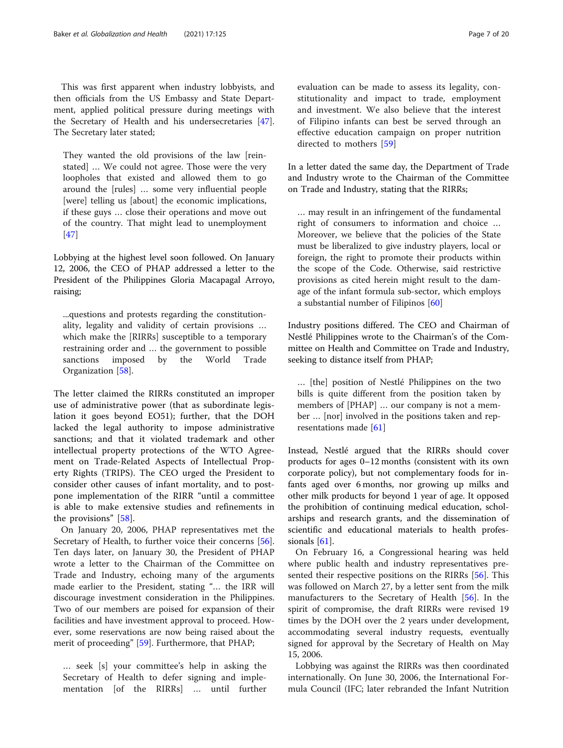This was first apparent when industry lobbyists, and then officials from the US Embassy and State Department, applied political pressure during meetings with the Secretary of Health and his undersecretaries [47]. The Secretary later stated;

> They wanted the old provisions of the law [reinstated] … We could not agree. Those were the very loopholes that existed and allowed them to go around the [rules] … some very influential people [were] telling us [about] the economic implications, if these guys … close their operations and move out of the country. That might lead to unemployment [47]

Lobbying at the highest level soon followed. On January 12, 2006, the CEO of PHAP addressed a letter to the President of the Philippines Gloria Macapagal Arroyo, raising;

> ...questions and protests regarding the constitutionality, legality and validity of certain provisions … which make the [RIRRs] susceptible to a temporary restraining order and … the government to possible sanctions imposed by the World Trade Organization [58].

The letter claimed the RIRRs constituted an improper use of administrative power (that as subordinate legislation it goes beyond EO51); further, that the DOH lacked the legal authority to impose administrative sanctions; and that it violated trademark and other intellectual property protections of the WTO Agreement on Trade-Related Aspects of Intellectual Property Rights (TRIPS). The CEO urged the President to consider other causes of infant mortality, and to postpone implementation of the RIRR "until a committee is able to make extensive studies and refinements in the provisions" [58].

On January 20, 2006, PHAP representatives met the Secretary of Health, to further voice their concerns [56]. Ten days later, on January 30, the President of PHAP wrote a letter to the Chairman of the Committee on Trade and Industry, echoing many of the arguments made earlier to the President, stating "… the IRR will discourage investment consideration in the Philippines. Two of our members are poised for expansion of their facilities and have investment approval to proceed. However, some reservations are now being raised about the merit of proceeding" [59]. Furthermore, that PHAP;

> … seek [s] your committee's help in asking the Secretary of Health to defer signing and implementation [of the RIRRs] … until further evaluation can be made to assess its legality, constitutionality and impact to trade, employment and investment. We also believe that the interest of Filipino infants can best be served through an effective education campaign on proper nutrition directed to mothers [59]

In a letter dated the same day, the Department of Trade and Industry wrote to the Chairman of the Committee on Trade and Industry, stating that the RIRRs;

> … may result in an infringement of the fundamental right of consumers to information and choice … Moreover, we believe that the policies of the State must be liberalized to give industry players, local or foreign, the right to promote their products within the scope of the Code. Otherwise, said restrictive provisions as cited herein might result to the damage of the infant formula sub-sector, which employs a substantial number of Filipinos [60]

Industry positions differed. The CEO and Chairman of Nestlé Philippines wrote to the Chairman's of the Committee on Health and Committee on Trade and Industry, seeking to distance itself from PHAP;

> … [the] position of Nestlé Philippines on the two bills is quite different from the position taken by members of [PHAP] … our company is not a member … [nor] involved in the positions taken and representations made [61]

Instead, Nestlé argued that the RIRRs should cover products for ages 0–12 months (consistent with its own corporate policy), but not complementary foods for infants aged over 6 months, nor growing up milks and other milk products for beyond 1 year of age. It opposed the prohibition of continuing medical education, scholarships and research grants, and the dissemination of scientific and educational materials to health professionals [61].

On February 16, a Congressional hearing was held where public health and industry representatives presented their respective positions on the RIRRs [56]. This was followed on March 27, by a letter sent from the milk manufacturers to the Secretary of Health [56]. In the spirit of compromise, the draft RIRRs were revised 19 times by the DOH over the 2 years under development, accommodating several industry requests, eventually signed for approval by the Secretary of Health on May 15, 2006.

Lobbying was against the RIRRs was then coordinated internationally. On June 30, 2006, the International Formula Council (IFC; later rebranded the Infant Nutrition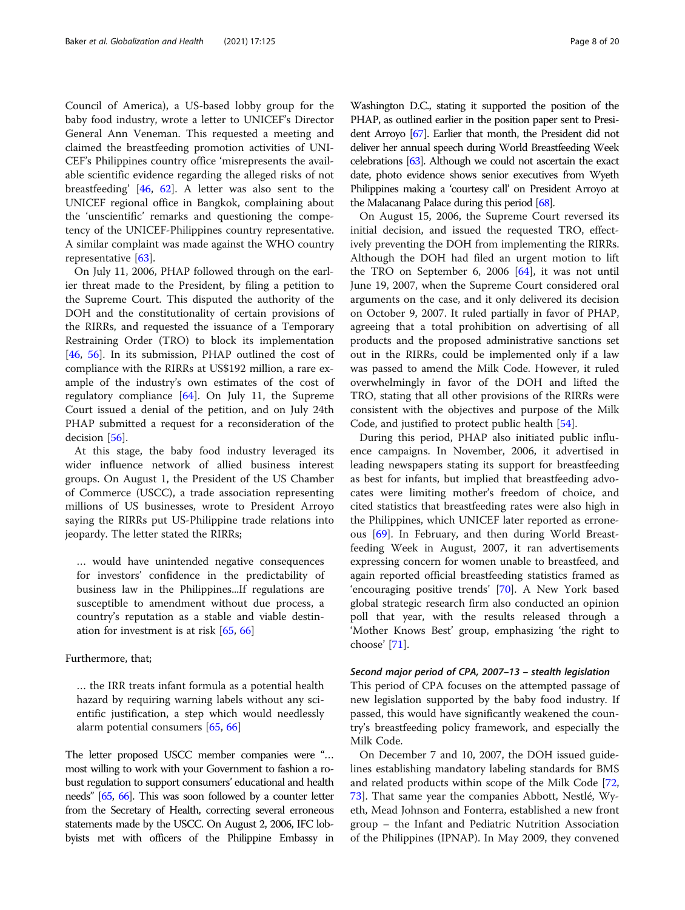Council of America), a US-based lobby group for the baby food industry, wrote a letter to UNICEF's Director General Ann Veneman. This requested a meeting and claimed the breastfeeding promotion activities of UNICEF's Philippines country office 'misrepresents the available scientific evidence regarding the alleged risks of not breastfeeding' [46, 62]. A letter was also sent to the UNICEF regional office in Bangkok, complaining about the 'unscientific' remarks and questioning the competency of the UNICEF-Philippines country representative. A similar complaint was made against the WHO country representative [63].

On July 11, 2006, PHAP followed through on the earlier threat made to the President, by filing a petition to the Supreme Court. This disputed the authority of the DOH and the constitutionality of certain provisions of the RIRRs, and requested the issuance of a Temporary Restraining Order (TRO) to block its implementation [46, 56]. In its submission, PHAP outlined the cost of compliance with the RIRRs at US$192 million, a rare example of the industry's own estimates of the cost of regulatory compliance [64]. On July 11, the Supreme Court issued a denial of the petition, and on July 24th PHAP submitted a request for a reconsideration of the decision [56].

At this stage, the baby food industry leveraged its wider influence network of allied business interest groups. On August 1, the President of the US Chamber of Commerce (USCC), a trade association representing millions of US businesses, wrote to President Arroyo saying the RIRRs put US-Philippine trade relations into jeopardy. The letter stated the RIRRs;

> … would have unintended negative consequences for investors' confidence in the predictability of business law in the Philippines...If regulations are susceptible to amendment without due process, a country's reputation as a stable and viable destination for investment is at risk [65, 66]

Furthermore, that;

> … the IRR treats infant formula as a potential health hazard by requiring warning labels without any scientific justification, a step which would needlessly alarm potential consumers [65, 66]

The letter proposed USCC member companies were "… most willing to work with your Government to fashion a robust regulation to support consumers' educational and health needs" [65, 66]. This was soon followed by a counter letter from the Secretary of Health, correcting several erroneous statements made by the USCC. On August 2, 2006, IFC lobbyists met with officers of the Philippine Embassy in Washington D.C., stating it supported the position of the PHAP, as outlined earlier in the position paper sent to President Arroyo [67]. Earlier that month, the President did not deliver her annual speech during World Breastfeeding Week celebrations [63]. Although we could not ascertain the exact date, photo evidence shows senior executives from Wyeth Philippines making a 'courtesy call' on President Arroyo at the Malacanang Palace during this period [68].

On August 15, 2006, the Supreme Court reversed its initial decision, and issued the requested TRO, effectively preventing the DOH from implementing the RIRRs. Although the DOH had filed an urgent motion to lift the TRO on September 6, 2006 [64], it was not until June 19, 2007, when the Supreme Court considered oral arguments on the case, and it only delivered its decision on October 9, 2007. It ruled partially in favor of PHAP, agreeing that a total prohibition on advertising of all products and the proposed administrative sanctions set out in the RIRRs, could be implemented only if a law was passed to amend the Milk Code. However, it ruled overwhelmingly in favor of the DOH and lifted the TRO, stating that all other provisions of the RIRRs were consistent with the objectives and purpose of the Milk Code, and justified to protect public health [54].

During this period, PHAP also initiated public influence campaigns. In November, 2006, it advertised in leading newspapers stating its support for breastfeeding as best for infants, but implied that breastfeeding advocates were limiting mother's freedom of choice, and cited statistics that breastfeeding rates were also high in the Philippines, which UNICEF later reported as erroneous [69]. In February, and then during World Breastfeeding Week in August, 2007, it ran advertisements expressing concern for women unable to breastfeed, and again reported official breastfeeding statistics framed as 'encouraging positive trends' [70]. A New York based global strategic research firm also conducted an opinion poll that year, with the results released through a 'Mother Knows Best' group, emphasizing 'the right to choose' [71].

#### *Second major period of CPA, 2007–13 – stealth legislation*

This period of CPA focuses on the attempted passage of new legislation supported by the baby food industry. If passed, this would have significantly weakened the country's breastfeeding policy framework, and especially the Milk Code.

On December 7 and 10, 2007, the DOH issued guidelines establishing mandatory labeling standards for BMS and related products within scope of the Milk Code [72, 73]. That same year the companies Abbott, Nestlé, Wyeth, Mead Johnson and Fonterra, established a new front group – the Infant and Pediatric Nutrition Association of the Philippines (IPNAP). In May 2009, they convened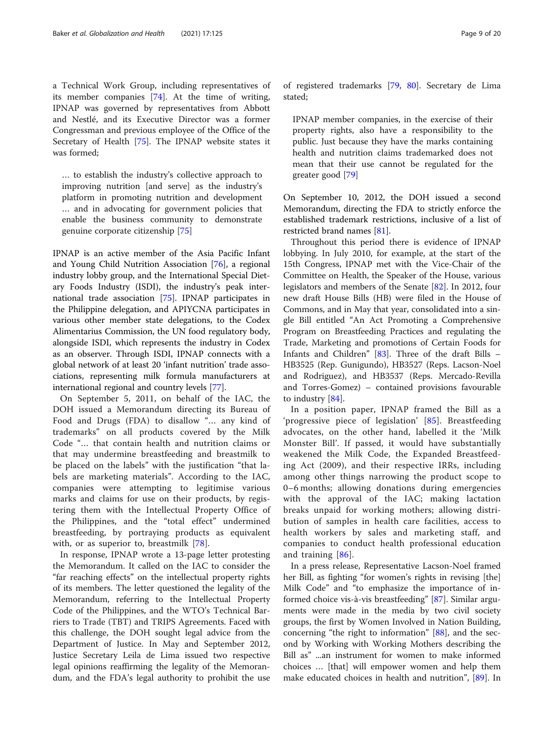a Technical Work Group, including representatives of its member companies [74]. At the time of writing, IPNAP was governed by representatives from Abbott and Nestlé, and its Executive Director was a former Congressman and previous employee of the Office of the Secretary of Health [75]. The IPNAP website states it was formed;

> … to establish the industry's collective approach to improving nutrition [and serve] as the industry's platform in promoting nutrition and development … and in advocating for government policies that enable the business community to demonstrate genuine corporate citizenship [75]

IPNAP is an active member of the Asia Pacific Infant and Young Child Nutrition Association [76], a regional industry lobby group, and the International Special Dietary Foods Industry (ISDI), the industry's peak international trade association [75]. IPNAP participates in the Philippine delegation, and APIYCNA participates in various other member state delegations, to the Codex Alimentarius Commission, the UN food regulatory body, alongside ISDI, which represents the industry in Codex as an observer. Through ISDI, IPNAP connects with a global network of at least 20 'infant nutrition' trade associations, representing milk formula manufacturers at international regional and country levels [77].

On September 5, 2011, on behalf of the IAC, the DOH issued a Memorandum directing its Bureau of Food and Drugs (FDA) to disallow "… any kind of trademarks" on all products covered by the Milk Code "… that contain health and nutrition claims or that may undermine breastfeeding and breastmilk to be placed on the labels" with the justification "that labels are marketing materials". According to the IAC, companies were attempting to legitimise various marks and claims for use on their products, by registering them with the Intellectual Property Office of the Philippines, and the "total effect" undermined breastfeeding, by portraying products as equivalent with, or as superior to, breastmilk [78].

In response, IPNAP wrote a 13-page letter protesting the Memorandum. It called on the IAC to consider the "far reaching effects" on the intellectual property rights of its members. The letter questioned the legality of the Memorandum, referring to the Intellectual Property Code of the Philippines, and the WTO's Technical Barriers to Trade (TBT) and TRIPS Agreements. Faced with this challenge, the DOH sought legal advice from the Department of Justice. In May and September 2012, Justice Secretary Leila de Lima issued two respective legal opinions reaffirming the legality of the Memorandum, and the FDA's legal authority to prohibit the use of registered trademarks [79, 80]. Secretary de Lima stated;

> IPNAP member companies, in the exercise of their property rights, also have a responsibility to the public. Just because they have the marks containing health and nutrition claims trademarked does not mean that their use cannot be regulated for the greater good [79]

On September 10, 2012, the DOH issued a second Memorandum, directing the FDA to strictly enforce the established trademark restrictions, inclusive of a list of restricted brand names [81].

Throughout this period there is evidence of IPNAP lobbying. In July 2010, for example, at the start of the 15th Congress, IPNAP met with the Vice-Chair of the Committee on Health, the Speaker of the House, various legislators and members of the Senate [82]. In 2012, four new draft House Bills (HB) were filed in the House of Commons, and in May that year, consolidated into a single Bill entitled "An Act Promoting a Comprehensive Program on Breastfeeding Practices and regulating the Trade, Marketing and promotions of Certain Foods for Infants and Children" [83]. Three of the draft Bills – HB3525 (Rep. Gunigundo), HB3527 (Reps. Lacson-Noel and Rodriguez), and HB3537 (Reps. Mercado-Revilla and Torres-Gomez) – contained provisions favourable to industry [84].

In a position paper, IPNAP framed the Bill as a 'progressive piece of legislation' [85]. Breastfeeding advocates, on the other hand, labelled it the 'Milk Monster Bill'. If passed, it would have substantially weakened the Milk Code, the Expanded Breastfeeding Act (2009), and their respective IRRs, including among other things narrowing the product scope to 0–6 months; allowing donations during emergencies with the approval of the IAC; making lactation breaks unpaid for working mothers; allowing distribution of samples in health care facilities, access to health workers by sales and marketing staff, and companies to conduct health professional education and training [86].

In a press release, Representative Lacson-Noel framed her Bill, as fighting "for women's rights in revising [the] Milk Code" and "to emphasize the importance of informed choice vis-à-vis breastfeeding" [87]. Similar arguments were made in the media by two civil society groups, the first by Women Involved in Nation Building, concerning "the right to information" [88], and the second by Working with Working Mothers describing the Bill as" ...an instrument for women to make informed choices … [that] will empower women and help them make educated choices in health and nutrition", [89]. In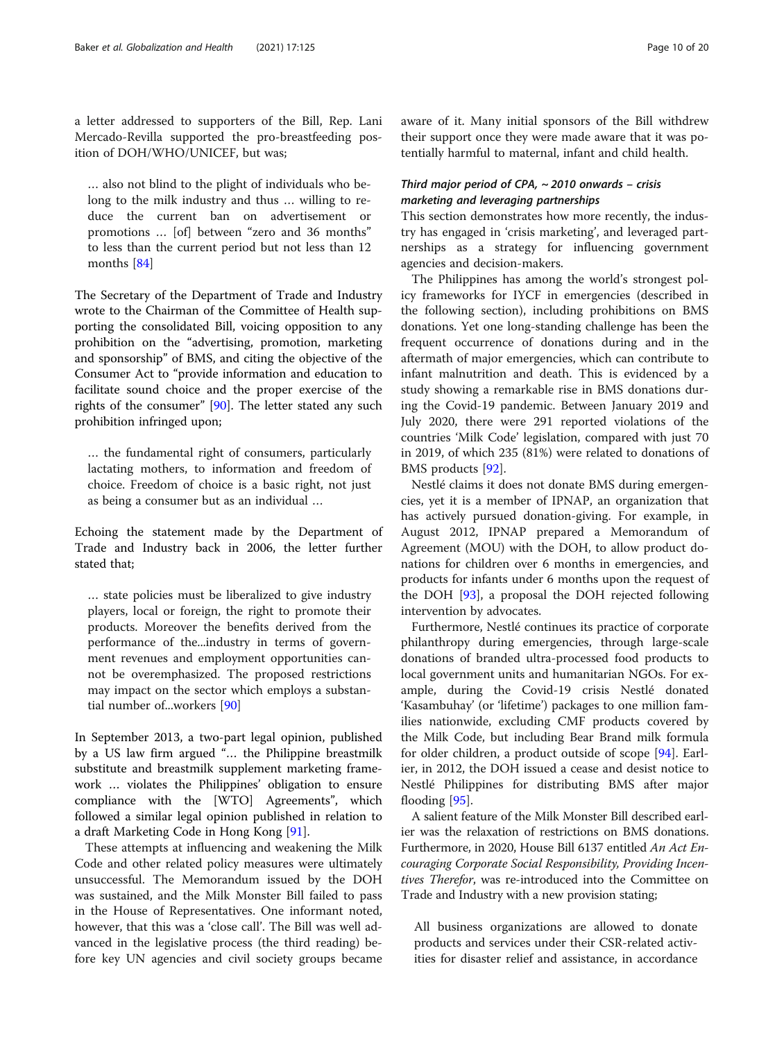a letter addressed to supporters of the Bill, Rep. Lani Mercado-Revilla supported the pro-breastfeeding position of DOH/WHO/UNICEF, but was;

> … also not blind to the plight of individuals who belong to the milk industry and thus … willing to reduce the current ban on advertisement or promotions … [of] between "zero and 36 months" to less than the current period but not less than 12 months [84]

The Secretary of the Department of Trade and Industry wrote to the Chairman of the Committee of Health supporting the consolidated Bill, voicing opposition to any prohibition on the "advertising, promotion, marketing and sponsorship" of BMS, and citing the objective of the Consumer Act to "provide information and education to facilitate sound choice and the proper exercise of the rights of the consumer" [90]. The letter stated any such prohibition infringed upon;

> … the fundamental right of consumers, particularly lactating mothers, to information and freedom of choice. Freedom of choice is a basic right, not just as being a consumer but as an individual …

Echoing the statement made by the Department of Trade and Industry back in 2006, the letter further stated that;

> … state policies must be liberalized to give industry players, local or foreign, the right to promote their products. Moreover the benefits derived from the performance of the...industry in terms of government revenues and employment opportunities cannot be overemphasized. The proposed restrictions may impact on the sector which employs a substantial number of...workers [90]

In September 2013, a two-part legal opinion, published by a US law firm argued "… the Philippine breastmilk substitute and breastmilk supplement marketing framework … violates the Philippines' obligation to ensure compliance with the [WTO] Agreements", which followed a similar legal opinion published in relation to a draft Marketing Code in Hong Kong [91].

These attempts at influencing and weakening the Milk Code and other related policy measures were ultimately unsuccessful. The Memorandum issued by the DOH was sustained, and the Milk Monster Bill failed to pass in the House of Representatives. One informant noted, however, that this was a 'close call'. The Bill was well advanced in the legislative process (the third reading) before key UN agencies and civil society groups became aware of it. Many initial sponsors of the Bill withdrew their support once they were made aware that it was potentially harmful to maternal, infant and child health.

### *Third major period of CPA, ~ 2010 onwards – crisis marketing and leveraging partnerships*

This section demonstrates how more recently, the industry has engaged in 'crisis marketing', and leveraged partnerships as a strategy for influencing government agencies and decision-makers.

The Philippines has among the world's strongest policy frameworks for IYCF in emergencies (described in the following section), including prohibitions on BMS donations. Yet one long-standing challenge has been the frequent occurrence of donations during and in the aftermath of major emergencies, which can contribute to infant malnutrition and death. This is evidenced by a study showing a remarkable rise in BMS donations during the Covid-19 pandemic. Between January 2019 and July 2020, there were 291 reported violations of the countries 'Milk Code' legislation, compared with just 70 in 2019, of which 235 (81%) were related to donations of BMS products [92].

Nestlé claims it does not donate BMS during emergencies, yet it is a member of IPNAP, an organization that has actively pursued donation-giving. For example, in August 2012, IPNAP prepared a Memorandum of Agreement (MOU) with the DOH, to allow product donations for children over 6 months in emergencies, and products for infants under 6 months upon the request of the DOH [93], a proposal the DOH rejected following intervention by advocates.

Furthermore, Nestlé continues its practice of corporate philanthropy during emergencies, through large-scale donations of branded ultra-processed food products to local government units and humanitarian NGOs. For example, during the Covid-19 crisis Nestlé donated 'Kasambuhay' (or 'lifetime') packages to one million families nationwide, excluding CMF products covered by the Milk Code, but including Bear Brand milk formula for older children, a product outside of scope [94]. Earlier, in 2012, the DOH issued a cease and desist notice to Nestlé Philippines for distributing BMS after major flooding [95].

A salient feature of the Milk Monster Bill described earlier was the relaxation of restrictions on BMS donations. Furthermore, in 2020, House Bill 6137 entitled *An Act Encouraging Corporate Social Responsibility, Providing Incentives Therefor*, was re-introduced into the Committee on Trade and Industry with a new provision stating;

> All business organizations are allowed to donate products and services under their CSR-related activities for disaster relief and assistance, in accordance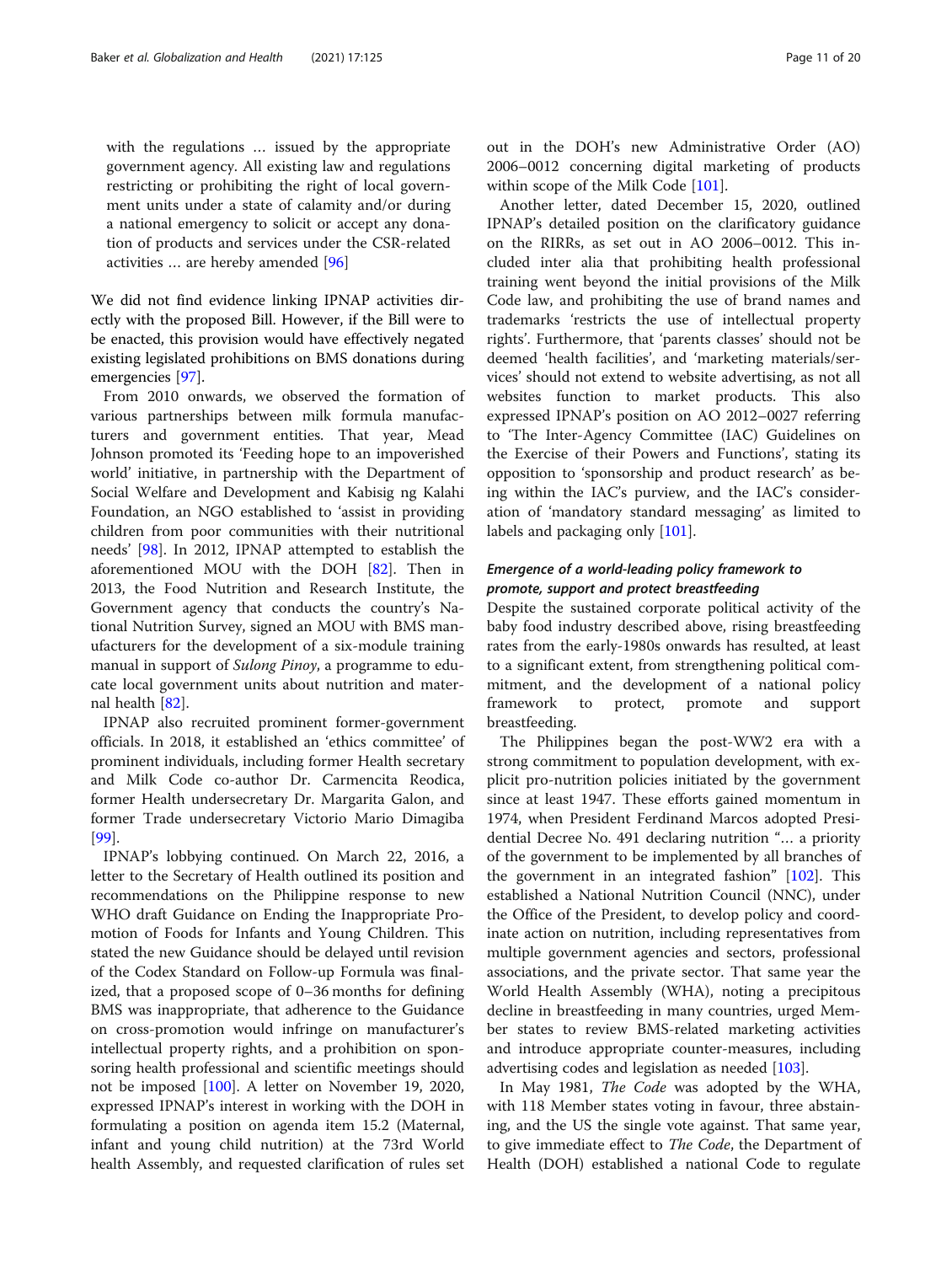with the regulations … issued by the appropriate government agency. All existing law and regulations restricting or prohibiting the right of local government units under a state of calamity and/or during a national emergency to solicit or accept any donation of products and services under the CSR-related activities … are hereby amended [96]

We did not find evidence linking IPNAP activities directly with the proposed Bill. However, if the Bill were to be enacted, this provision would have effectively negated existing legislated prohibitions on BMS donations during emergencies [97].

From 2010 onwards, we observed the formation of various partnerships between milk formula manufacturers and government entities. That year, Mead Johnson promoted its 'Feeding hope to an impoverished world' initiative, in partnership with the Department of Social Welfare and Development and Kabisig ng Kalahi Foundation, an NGO established to 'assist in providing children from poor communities with their nutritional needs' [98]. In 2012, IPNAP attempted to establish the aforementioned MOU with the DOH [82]. Then in 2013, the Food Nutrition and Research Institute, the Government agency that conducts the country's National Nutrition Survey, signed an MOU with BMS manufacturers for the development of a six-module training manual in support of *Sulong Pinoy*, a programme to educate local government units about nutrition and maternal health [82].

IPNAP also recruited prominent former-government officials. In 2018, it established an 'ethics committee' of prominent individuals, including former Health secretary and Milk Code co-author Dr. Carmencita Reodica, former Health undersecretary Dr. Margarita Galon, and former Trade undersecretary Victorio Mario Dimagiba [99].

IPNAP's lobbying continued. On March 22, 2016, a letter to the Secretary of Health outlined its position and recommendations on the Philippine response to new WHO draft Guidance on Ending the Inappropriate Promotion of Foods for Infants and Young Children. This stated the new Guidance should be delayed until revision of the Codex Standard on Follow-up Formula was finalized, that a proposed scope of 0–36 months for defining BMS was inappropriate, that adherence to the Guidance on cross-promotion would infringe on manufacturer's intellectual property rights, and a prohibition on sponsoring health professional and scientific meetings should not be imposed [100]. A letter on November 19, 2020, expressed IPNAP's interest in working with the DOH in formulating a position on agenda item 15.2 (Maternal, infant and young child nutrition) at the 73rd World health Assembly, and requested clarification of rules set out in the DOH's new Administrative Order (AO) 2006–0012 concerning digital marketing of products within scope of the Milk Code [101].

Another letter, dated December 15, 2020, outlined IPNAP's detailed position on the clarificatory guidance on the RIRRs, as set out in AO 2006–0012. This included inter alia that prohibiting health professional training went beyond the initial provisions of the Milk Code law, and prohibiting the use of brand names and trademarks 'restricts the use of intellectual property rights'. Furthermore, that 'parents classes' should not be deemed 'health facilities', and 'marketing materials/services' should not extend to website advertising, as not all websites function to market products. This also expressed IPNAP's position on AO 2012–0027 referring to 'The Inter-Agency Committee (IAC) Guidelines on the Exercise of their Powers and Functions', stating its opposition to 'sponsorship and product research' as being within the IAC's purview, and the IAC's consideration of 'mandatory standard messaging' as limited to labels and packaging only [101].

### *Emergence of a world-leading policy framework to promote, support and protect breastfeeding*

Despite the sustained corporate political activity of the baby food industry described above, rising breastfeeding rates from the early-1980s onwards has resulted, at least to a significant extent, from strengthening political commitment, and the development of a national policy framework to protect, promote and support breastfeeding.

The Philippines began the post-WW2 era with a strong commitment to population development, with explicit pro-nutrition policies initiated by the government since at least 1947. These efforts gained momentum in 1974, when President Ferdinand Marcos adopted Presidential Decree No. 491 declaring nutrition "… a priority of the government to be implemented by all branches of the government in an integrated fashion" [102]. This established a National Nutrition Council (NNC), under the Office of the President, to develop policy and coordinate action on nutrition, including representatives from multiple government agencies and sectors, professional associations, and the private sector. That same year the World Health Assembly (WHA), noting a precipitous decline in breastfeeding in many countries, urged Member states to review BMS-related marketing activities and introduce appropriate counter-measures, including advertising codes and legislation as needed [103].

In May 1981, *The Code* was adopted by the WHA, with 118 Member states voting in favour, three abstaining, and the US the single vote against. That same year, to give immediate effect to *The Code*, the Department of Health (DOH) established a national Code to regulate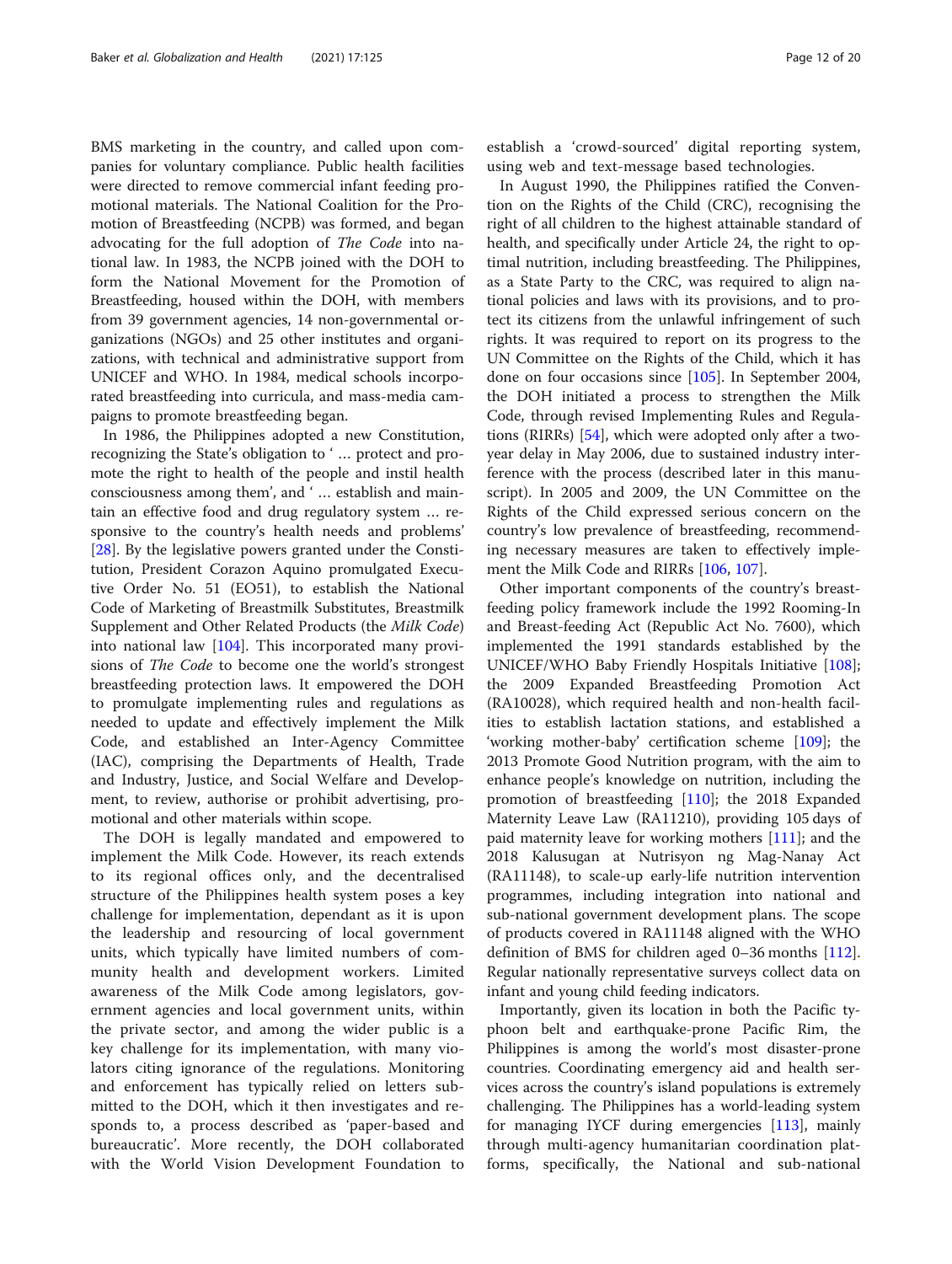BMS marketing in the country, and called upon companies for voluntary compliance. Public health facilities were directed to remove commercial infant feeding promotional materials. The National Coalition for the Promotion of Breastfeeding (NCPB) was formed, and began advocating for the full adoption of *The Code* into national law. In 1983, the NCPB joined with the DOH to form the National Movement for the Promotion of Breastfeeding, housed within the DOH, with members from 39 government agencies, 14 non-governmental organizations (NGOs) and 25 other institutes and organizations, with technical and administrative support from UNICEF and WHO. In 1984, medical schools incorporated breastfeeding into curricula, and mass-media campaigns to promote breastfeeding began.

In 1986, the Philippines adopted a new Constitution, recognizing the State's obligation to '… protect and promote the right to health of the people and instil health consciousness among them', and '… establish and maintain an effective food and drug regulatory system … responsive to the country's health needs and problems' [28]. By the legislative powers granted under the Constitution, President Corazon Aquino promulgated Executive Order No. 51 (EO51), to establish the National Code of Marketing of Breastmilk Substitutes, Breastmilk Supplement and Other Related Products (the *Milk Code*) into national law [104]. This incorporated many provisions of *The Code* to become one the world's strongest breastfeeding protection laws. It empowered the DOH to promulgate implementing rules and regulations as needed to update and effectively implement the Milk Code, and established an Inter-Agency Committee (IAC), comprising the Departments of Health, Trade and Industry, Justice, and Social Welfare and Development, to review, authorise or prohibit advertising, promotional and other materials within scope.

The DOH is legally mandated and empowered to implement the Milk Code. However, its reach extends to its regional offices only, and the decentralised structure of the Philippines health system poses a key challenge for implementation, dependant as it is upon the leadership and resourcing of local government units, which typically have limited numbers of community health and development workers. Limited awareness of the Milk Code among legislators, government agencies and local government units, within the private sector, and among the wider public is a key challenge for its implementation, with many violators citing ignorance of the regulations. Monitoring and enforcement has typically relied on letters submitted to the DOH, which it then investigates and responds to, a process described as 'paper-based and bureaucratic'. More recently, the DOH collaborated with the World Vision Development Foundation to establish a 'crowd-sourced' digital reporting system, using web and text-message based technologies.

In August 1990, the Philippines ratified the Convention on the Rights of the Child (CRC), recognising the right of all children to the highest attainable standard of health, and specifically under Article 24, the right to optimal nutrition, including breastfeeding. The Philippines, as a State Party to the CRC, was required to align national policies and laws with its provisions, and to protect its citizens from the unlawful infringement of such rights. It was required to report on its progress to the UN Committee on the Rights of the Child, which it has done on four occasions since [105]. In September 2004, the DOH initiated a process to strengthen the Milk Code, through revised Implementing Rules and Regulations (RIRRs) [54], which were adopted only after a two-year delay in May 2006, due to sustained industry interference with the process (described later in this manuscript). In 2005 and 2009, the UN Committee on the Rights of the Child expressed serious concern on the country's low prevalence of breastfeeding, recommending necessary measures are taken to effectively implement the Milk Code and RIRRs [106, 107].

Other important components of the country's breastfeeding policy framework include the 1992 Rooming-In and Breast-feeding Act (Republic Act No. 7600), which implemented the 1991 standards established by the UNICEF/WHO Baby Friendly Hospitals Initiative [108]; the 2009 Expanded Breastfeeding Promotion Act (RA10028), which required health and non-health facilities to establish lactation stations, and established a 'working mother-baby' certification scheme [109]; the 2013 Promote Good Nutrition program, with the aim to enhance people's knowledge on nutrition, including the promotion of breastfeeding [110]; the 2018 Expanded Maternity Leave Law (RA11210), providing 105 days of paid maternity leave for working mothers [111]; and the 2018 Kalusugan at Nutrisyon ng Mag-Nanay Act (RA11148), to scale-up early-life nutrition intervention programmes, including integration into national and sub-national government development plans. The scope of products covered in RA11148 aligned with the WHO definition of BMS for children aged 0–36 months [112]. Regular nationally representative surveys collect data on infant and young child feeding indicators.

Importantly, given its location in both the Pacific typhoon belt and earthquake-prone Pacific Rim, the Philippines is among the world's most disaster-prone countries. Coordinating emergency aid and health services across the country's island populations is extremely challenging. The Philippines has a world-leading system for managing IYCF during emergencies [113], mainly through multi-agency humanitarian coordination platforms, specifically, the National and sub-national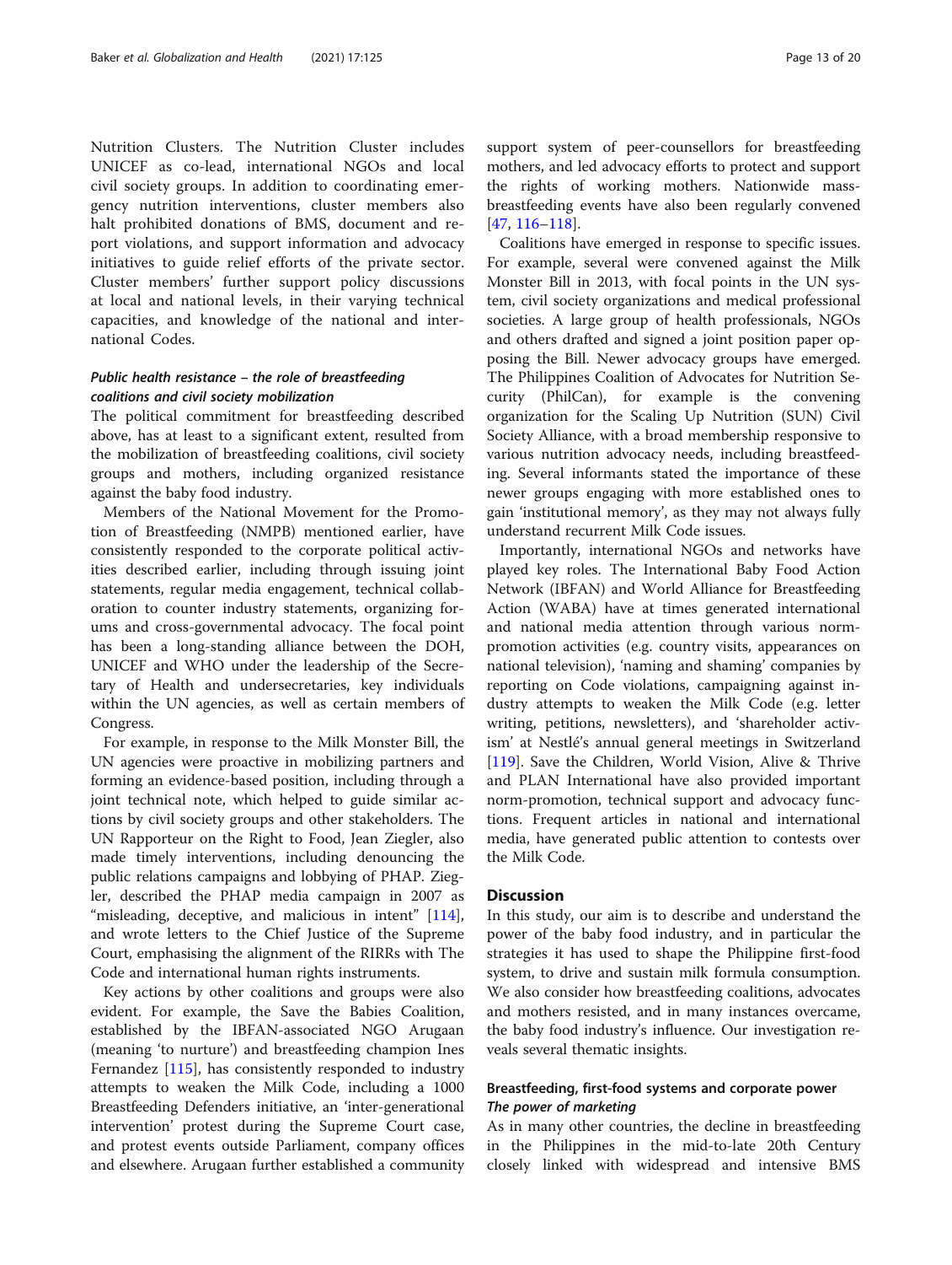Nutrition Clusters. The Nutrition Cluster includes UNICEF as co-lead, international NGOs and local civil society groups. In addition to coordinating emergency nutrition interventions, cluster members also halt prohibited donations of BMS, document and report violations, and support information and advocacy initiatives to guide relief efforts of the private sector. Cluster members' further support policy discussions at local and national levels, in their varying technical capacities, and knowledge of the national and international Codes.

### *Public health resistance – the role of breastfeeding coalitions and civil society mobilization*

The political commitment for breastfeeding described above, has at least to a significant extent, resulted from the mobilization of breastfeeding coalitions, civil society groups and mothers, including organized resistance against the baby food industry.

Members of the National Movement for the Promotion of Breastfeeding (NMPB) mentioned earlier, have consistently responded to the corporate political activities described earlier, including through issuing joint statements, regular media engagement, technical collaboration to counter industry statements, organizing forums and cross-governmental advocacy. The focal point has been a long-standing alliance between the DOH, UNICEF and WHO under the leadership of the Secretary of Health and undersecretaries, key individuals within the UN agencies, as well as certain members of Congress.

For example, in response to the Milk Monster Bill, the UN agencies were proactive in mobilizing partners and forming an evidence-based position, including through a joint technical note, which helped to guide similar actions by civil society groups and other stakeholders. The UN Rapporteur on the Right to Food, Jean Ziegler, also made timely interventions, including denouncing the public relations campaigns and lobbying of PHAP. Ziegler, described the PHAP media campaign in 2007 as "misleading, deceptive, and malicious in intent" [114], and wrote letters to the Chief Justice of the Supreme Court, emphasising the alignment of the RIRRs with The Code and international human rights instruments.

Key actions by other coalitions and groups were also evident. For example, the Save the Babies Coalition, established by the IBFAN-associated NGO Arugaan (meaning 'to nurture') and breastfeeding champion Ines Fernandez [115], has consistently responded to industry attempts to weaken the Milk Code, including a 1000 Breastfeeding Defenders initiative, an 'inter-generational intervention' protest during the Supreme Court case, and protest events outside Parliament, company offices and elsewhere. Arugaan further established a community support system of peer-counsellors for breastfeeding mothers, and led advocacy efforts to protect and support the rights of working mothers. Nationwide mass-breastfeeding events have also been regularly convened [47, 116–118].

Coalitions have emerged in response to specific issues. For example, several were convened against the Milk Monster Bill in 2013, with focal points in the UN system, civil society organizations and medical professional societies. A large group of health professionals, NGOs and others drafted and signed a joint position paper opposing the Bill. Newer advocacy groups have emerged. The Philippines Coalition of Advocates for Nutrition Security (PhilCan), for example is the convening organization for the Scaling Up Nutrition (SUN) Civil Society Alliance, with a broad membership responsive to various nutrition advocacy needs, including breastfeeding. Several informants stated the importance of these newer groups engaging with more established ones to gain 'institutional memory', as they may not always fully understand recurrent Milk Code issues.

Importantly, international NGOs and networks have played key roles. The International Baby Food Action Network (IBFAN) and World Alliance for Breastfeeding Action (WABA) have at times generated international and national media attention through various norm-promotion activities (e.g. country visits, appearances on national television), 'naming and shaming' companies by reporting on Code violations, campaigning against industry attempts to weaken the Milk Code (e.g. letter writing, petitions, newsletters), and 'shareholder activism' at Nestlé's annual general meetings in Switzerland [119]. Save the Children, World Vision, Alive & Thrive and PLAN International have also provided important norm-promotion, technical support and advocacy functions. Frequent articles in national and international media, have generated public attention to contests over the Milk Code.

## Discussion

In this study, our aim is to describe and understand the power of the baby food industry, and in particular the strategies it has used to shape the Philippine first-food system, to drive and sustain milk formula consumption. We also consider how breastfeeding coalitions, advocates and mothers resisted, and in many instances overcame, the baby food industry's influence. Our investigation reveals several thematic insights.

### Breastfeeding, first-food systems and corporate power

#### *The power of marketing*

As in many other countries, the decline in breastfeeding in the Philippines in the mid-to-late 20th Century closely linked with widespread and intensive BMS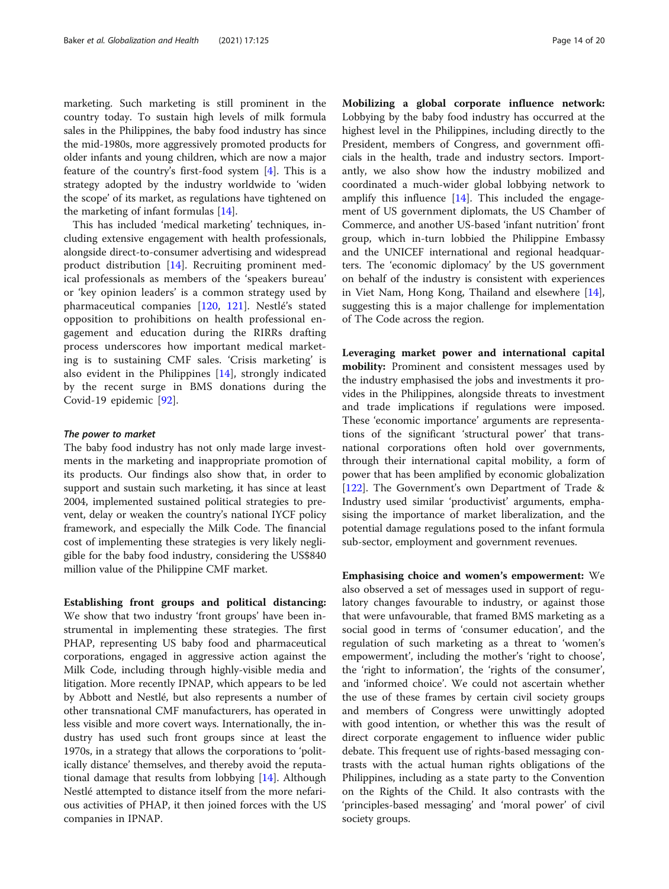marketing. Such marketing is still prominent in the country today. To sustain high levels of milk formula sales in the Philippines, the baby food industry has since the mid-1980s, more aggressively promoted products for older infants and young children, which are now a major feature of the country's first-food system [4]. This is a strategy adopted by the industry worldwide to 'widen the scope' of its market, as regulations have tightened on the marketing of infant formulas [14].

This has included 'medical marketing' techniques, including extensive engagement with health professionals, alongside direct-to-consumer advertising and widespread product distribution [14]. Recruiting prominent medical professionals as members of the 'speakers bureau' or 'key opinion leaders' is a common strategy used by pharmaceutical companies [120, 121]. Nestlé's stated opposition to prohibitions on health professional engagement and education during the RIRRs drafting process underscores how important medical marketing is to sustaining CMF sales. 'Crisis marketing' is also evident in the Philippines [14], strongly indicated by the recent surge in BMS donations during the Covid-19 epidemic [92].

#### *The power to market*

The baby food industry has not only made large investments in the marketing and inappropriate promotion of its products. Our findings also show that, in order to support and sustain such marketing, it has since at least 2004, implemented sustained political strategies to prevent, delay or weaken the country's national IYCF policy framework, and especially the Milk Code. The financial cost of implementing these strategies is very likely negligible for the baby food industry, considering the US$840 million value of the Philippine CMF market.

**Establishing front groups and political distancing:** We show that two industry 'front groups' have been instrumental in implementing these strategies. The first PHAP, representing US baby food and pharmaceutical corporations, engaged in aggressive action against the Milk Code, including through highly-visible media and litigation. More recently IPNAP, which appears to be led by Abbott and Nestlé, but also represents a number of other transnational CMF manufacturers, has operated in less visible and more covert ways. Internationally, the industry has used such front groups since at least the 1970s, in a strategy that allows the corporations to 'politically distance' themselves, and thereby avoid the reputational damage that results from lobbying [14]. Although Nestlé attempted to distance itself from the more nefarious activities of PHAP, it then joined forces with the US companies in IPNAP.

**Mobilizing a global corporate influence network:** Lobbying by the baby food industry has occurred at the highest level in the Philippines, including directly to the President, members of Congress, and government officials in the health, trade and industry sectors. Importantly, we also show how the industry mobilized and coordinated a much-wider global lobbying network to amplify this influence [14]. This included the engagement of US government diplomats, the US Chamber of Commerce, and another US-based 'infant nutrition' front group, which in-turn lobbied the Philippine Embassy and the UNICEF international and regional headquarters. The 'economic diplomacy' by the US government on behalf of the industry is consistent with experiences in Viet Nam, Hong Kong, Thailand and elsewhere [14], suggesting this is a major challenge for implementation of The Code across the region.

**Leveraging market power and international capital mobility:** Prominent and consistent messages used by the industry emphasised the jobs and investments it provides in the Philippines, alongside threats to investment and trade implications if regulations were imposed. These 'economic importance' arguments are representations of the significant 'structural power' that transnational corporations often hold over governments, through their international capital mobility, a form of power that has been amplified by economic globalization [122]. The Government's own Department of Trade & Industry used similar 'productivist' arguments, emphasising the importance of market liberalization, and the potential damage regulations posed to the infant formula sub-sector, employment and government revenues.

**Emphasising choice and women's empowerment:** We also observed a set of messages used in support of regulatory changes favourable to industry, or against those that were unfavourable, that framed BMS marketing as a social good in terms of 'consumer education', and the regulation of such marketing as a threat to 'women's empowerment', including the mother's 'right to choose', the 'right to information', the 'rights of the consumer', and 'informed choice'. We could not ascertain whether the use of these frames by certain civil society groups and members of Congress were unwittingly adopted with good intention, or whether this was the result of direct corporate engagement to influence wider public debate. This frequent use of rights-based messaging contrasts with the actual human rights obligations of the Philippines, including as a state party to the Convention on the Rights of the Child. It also contrasts with the 'principles-based messaging' and 'moral power' of civil society groups.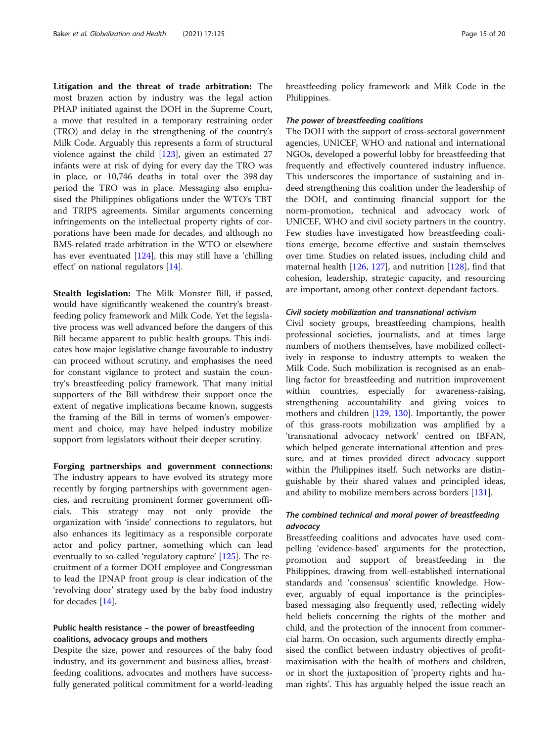**Litigation and the threat of trade arbitration:** The most brazen action by industry was the legal action PHAP initiated against the DOH in the Supreme Court, a move that resulted in a temporary restraining order (TRO) and delay in the strengthening of the country's Milk Code. Arguably this represents a form of structural violence against the child [123], given an estimated 27 infants were at risk of dying for every day the TRO was in place, or 10,746 deaths in total over the 398 day period the TRO was in place. Messaging also emphasised the Philippines obligations under the WTO's TBT and TRIPS agreements. Similar arguments concerning infringements on the intellectual property rights of corporations have been made for decades, and although no BMS-related trade arbitration in the WTO or elsewhere has ever eventuated [124], this may still have a 'chilling effect' on national regulators [14].

**Stealth legislation:** The Milk Monster Bill, if passed, would have significantly weakened the country's breastfeeding policy framework and Milk Code. Yet the legislative process was well advanced before the dangers of this Bill became apparent to public health groups. This indicates how major legislative change favourable to industry can proceed without scrutiny, and emphasises the need for constant vigilance to protect and sustain the country's breastfeeding policy framework. That many initial supporters of the Bill withdrew their support once the extent of negative implications became known, suggests the framing of the Bill in terms of women's empowerment and choice, may have helped industry mobilize support from legislators without their deeper scrutiny.

**Forging partnerships and government connections:** The industry appears to have evolved its strategy more recently by forging partnerships with government agencies, and recruiting prominent former government officials. This strategy may not only provide the organization with 'inside' connections to regulators, but also enhances its legitimacy as a responsible corporate actor and policy partner, something which can lead eventually to so-called 'regulatory capture' [125]. The recruitment of a former DOH employee and Congressman to lead the IPNAP front group is clear indication of the 'revolving door' strategy used by the baby food industry for decades [14].

### Public health resistance – the power of breastfeeding coalitions, advocacy groups and mothers

Despite the size, power and resources of the baby food industry, and its government and business allies, breastfeeding coalitions, advocates and mothers have successfully generated political commitment for a world-leading breastfeeding policy framework and Milk Code in the Philippines.

#### *The power of breastfeeding coalitions*

The DOH with the support of cross-sectoral government agencies, UNICEF, WHO and national and international NGOs, developed a powerful lobby for breastfeeding that frequently and effectively countered industry influence. This underscores the importance of sustaining and indeed strengthening this coalition under the leadership of the DOH, and continuing financial support for the norm-promotion, technical and advocacy work of UNICEF, WHO and civil society partners in the country. Few studies have investigated how breastfeeding coalitions emerge, become effective and sustain themselves over time. Studies on related issues, including child and maternal health [126, 127], and nutrition [128], find that cohesion, leadership, strategic capacity, and resourcing are important, among other context-dependant factors.

#### *Civil society mobilization and transnational activism*

Civil society groups, breastfeeding champions, health professional societies, journalists, and at times large numbers of mothers themselves, have mobilized collectively in response to industry attempts to weaken the Milk Code. Such mobilization is recognised as an enabling factor for breastfeeding and nutrition improvement within countries, especially for awareness-raising, strengthening accountability and giving voices to mothers and children [129, 130]. Importantly, the power of this grass-roots mobilization was amplified by a 'transnational advocacy network' centred on IBFAN, which helped generate international attention and pressure, and at times provided direct advocacy support within the Philippines itself. Such networks are distinguishable by their shared values and principled ideas, and ability to mobilize members across borders [131].

#### *The combined technical and moral power of breastfeeding advocacy*

Breastfeeding coalitions and advocates have used compelling 'evidence-based' arguments for the protection, promotion and support of breastfeeding in the Philippines, drawing from well-established international standards and 'consensus' scientific knowledge. However, arguably of equal importance is the principles-based messaging also frequently used, reflecting widely held beliefs concerning the rights of the mother and child, and the protection of the innocent from commercial harm. On occasion, such arguments directly emphasised the conflict between industry objectives of profit-maximisation with the health of mothers and children, or in short the juxtaposition of 'property rights and human rights'. This has arguably helped the issue reach an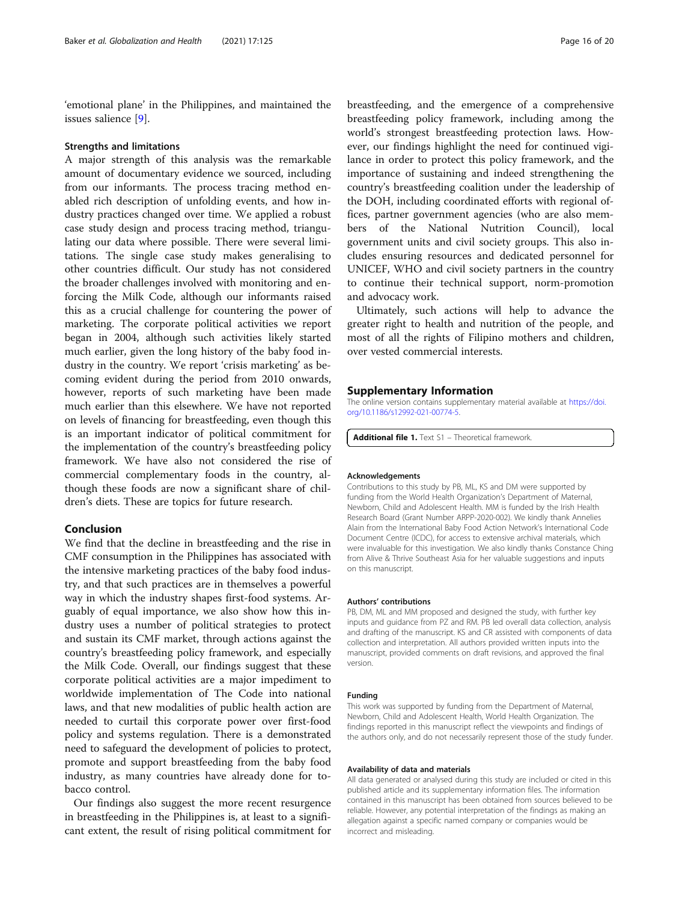'emotional plane' in the Philippines, and maintained the issues salience [9].

### Strengths and limitations

A major strength of this analysis was the remarkable amount of documentary evidence we sourced, including from our informants. The process tracing method enabled rich description of unfolding events, and how industry practices changed over time. We applied a robust case study design and process tracing method, triangulating our data where possible. There were several limitations. The single case study makes generalising to other countries difficult. Our study has not considered the broader challenges involved with monitoring and enforcing the Milk Code, although our informants raised this as a crucial challenge for countering the power of marketing. The corporate political activities we report began in 2004, although such activities likely started much earlier, given the long history of the baby food industry in the country. We report 'crisis marketing' as becoming evident during the period from 2010 onwards, however, reports of such marketing have been made much earlier than this elsewhere. We have not reported on levels of financing for breastfeeding, even though this is an important indicator of political commitment for the implementation of the country's breastfeeding policy framework. We have also not considered the rise of commercial complementary foods in the country, although these foods are now a significant share of children's diets. These are topics for future research.

## Conclusion

We find that the decline in breastfeeding and the rise in CMF consumption in the Philippines has associated with the intensive marketing practices of the baby food industry, and that such practices are in themselves a powerful way in which the industry shapes first-food systems. Arguably of equal importance, we also show how this industry uses a number of political strategies to protect and sustain its CMF market, through actions against the country's breastfeeding policy framework, and especially the Milk Code. Overall, our findings suggest that these corporate political activities are a major impediment to worldwide implementation of The Code into national laws, and that new modalities of public health action are needed to curtail this corporate power over first-food policy and systems regulation. There is a demonstrated need to safeguard the development of policies to protect, promote and support breastfeeding from the baby food industry, as many countries have already done for tobacco control.

Our findings also suggest the more recent resurgence in breastfeeding in the Philippines is, at least to a significant extent, the result of rising political commitment for breastfeeding, and the emergence of a comprehensive breastfeeding policy framework, including among the world's strongest breastfeeding protection laws. However, our findings highlight the need for continued vigilance in order to protect this policy framework, and the importance of sustaining and indeed strengthening the country's breastfeeding coalition under the leadership of the DOH, including coordinated efforts with regional offices, partner government agencies (who are also members of the National Nutrition Council), local government units and civil society groups. This also includes ensuring resources and dedicated personnel for UNICEF, WHO and civil society partners in the country to continue their technical support, norm-promotion and advocacy work.

Ultimately, such actions will help to advance the greater right to health and nutrition of the people, and most of all the rights of Filipino mothers and children, over vested commercial interests.

## Supplementary Information

The online version contains supplementary material available at https://doi.org/10.1186/s12992-021-00774-5.

**Additional file 1.** Text S1 – Theoretical framework.

### Acknowledgements

Contributions to this study by PB, ML, KS and DM were supported by funding from the World Health Organization's Department of Maternal, Newborn, Child and Adolescent Health. MM is funded by the Irish Health Research Board (Grant Number ARPP-2020-002). We kindly thank Annelies Alain from the International Baby Food Action Network's International Code Document Centre (ICDC), for access to extensive archival materials, which were invaluable for this investigation. We also kindly thanks Constance Ching from Alive & Thrive Southeast Asia for her valuable suggestions and inputs on this manuscript.

### Authors' contributions

PB, DM, ML and MM proposed and designed the study, with further key inputs and guidance from PZ and RM. PB led overall data collection, analysis and drafting of the manuscript. KS and CR assisted with components of data collection and interpretation. All authors provided written inputs into the manuscript, provided comments on draft revisions, and approved the final version.

### Funding

This work was supported by funding from the Department of Maternal, Newborn, Child and Adolescent Health, World Health Organization. The findings reported in this manuscript reflect the viewpoints and findings of the authors only, and do not necessarily represent those of the study funder.

### Availability of data and materials

All data generated or analysed during this study are included or cited in this published article and its supplementary information files. The information contained in this manuscript has been obtained from sources believed to be reliable. However, any potential interpretation of the findings as making an allegation against a specific named company or companies would be incorrect and misleading.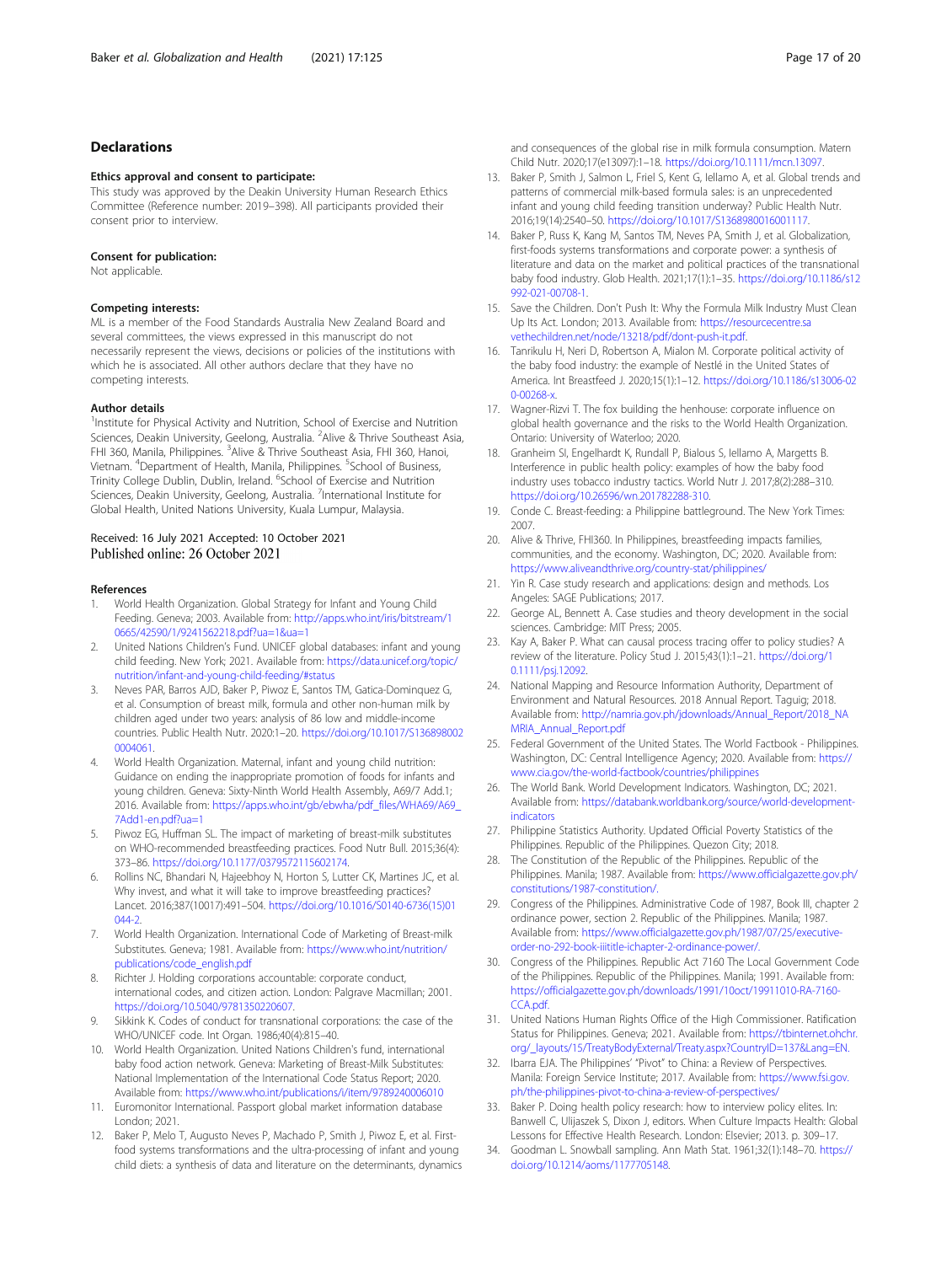## Declarations

### Ethics approval and consent to participate:

This study was approved by the Deakin University Human Research Ethics Committee (Reference number: 2019–398). All participants provided their consent prior to interview.

### Consent for publication:

Not applicable.

### Competing interests:

ML is a member of the Food Standards Australia New Zealand Board and several committees, the views expressed in this manuscript do not necessarily represent the views, decisions or policies of the institutions with which he is associated. All other authors declare that they have no competing interests.

### Author details

[1]Institute for Physical Activity and Nutrition, School of Exercise and Nutrition Sciences, Deakin University, Geelong, Australia. [2]Alive & Thrive Southeast Asia, FHI 360, Manila, Philippines. [3]Alive & Thrive Southeast Asia, FHI 360, Hanoi, Vietnam. [4]Department of Health, Manila, Philippines. [5]School of Business, Trinity College Dublin, Dublin, Ireland. [6]School of Exercise and Nutrition Sciences, Deakin University, Geelong, Australia. [7]International Institute for Global Health, United Nations University, Kuala Lumpur, Malaysia.

Received: 16 July 2021 Accepted: 10 October 2021
Published online: 26 October 2021

### References

1. World Health Organization. Global Strategy for Infant and Young Child Feeding. Geneva; 2003. Available from: http://apps.who.int/iris/bitstream/10665/42590/1/9241562218.pdf?ua=1&ua=1
2. United Nations Children's Fund. UNICEF global databases: infant and young child feeding. New York; 2021. Available from: https://data.unicef.org/topic/nutrition/infant-and-young-child-feeding/#status
3. Neves PAR, Barros AJD, Baker P, Piwoz E, Santos TM, Gatica-Dominquez G, et al. Consumption of breast milk, formula and other non-human milk by children aged under two years: analysis of 86 low and middle-income countries. Public Health Nutr. 2020:1–20. https://doi.org/10.1017/S1368980020004061.
4. World Health Organization. Maternal, infant and young child nutrition: Guidance on ending the inappropriate promotion of foods for infants and young children. Geneva: Sixty-Ninth World Health Assembly, A69/7 Add.1; 2016. Available from: https://apps.who.int/gb/ebwha/pdf_files/WHA69/A69_7Add1-en.pdf?ua=1
5. Piwoz EG, Huffman SL. The impact of marketing of breast-milk substitutes on WHO-recommended breastfeeding practices. Food Nutr Bull. 2015;36(4):373–86. https://doi.org/10.1177/0379572115602174.
6. Rollins NC, Bhandari N, Hajeebhoy N, Horton S, Lutter CK, Martines JC, et al. Why invest, and what it will take to improve breastfeeding practices? Lancet. 2016;387(10017):491–504. https://doi.org/10.1016/S0140-6736(15)01044-2.
7. World Health Organization. International Code of Marketing of Breast-milk Substitutes. Geneva; 1981. Available from: https://www.who.int/nutrition/publications/code_english.pdf
8. Richter J. Holding corporations accountable: corporate conduct, international codes, and citizen action. London: Palgrave Macmillan; 2001. https://doi.org/10.5040/9781350220607.
9. Sikkink K. Codes of conduct for transnational corporations: the case of the WHO/UNICEF code. Int Organ. 1986;40(4):815–40.
10. World Health Organization. United Nations Children's fund, international baby food action network. Geneva: Marketing of Breast-Milk Substitutes: National Implementation of the International Code Status Report; 2020. Available from: https://www.who.int/publications/i/item/9789240006010
11. Euromonitor International. Passport global market information database London; 2021.
12. Baker P, Melo T, Augusto Neves P, Machado P, Smith J, Piwoz E, et al. First-food systems transformations and the ultra-processing of infant and young child diets: a synthesis of data and literature on the determinants, dynamics and consequences of the global rise in milk formula consumption. Matern Child Nutr. 2020;17(e13097):1–18. https://doi.org/10.1111/mcn.13097.
13. Baker P, Smith J, Salmon L, Friel S, Kent G, Iellamo A, et al. Global trends and patterns of commercial milk-based formula sales: is an unprecedented infant and young child feeding transition underway? Public Health Nutr. 2016;19(14):2540–50. https://doi.org/10.1017/S1368980016001117.
14. Baker P, Russ K, Kang M, Santos TM, Neves PA, Smith J, et al. Globalization, first-foods systems transformations and corporate power: a synthesis of literature and data on the market and political practices of the transnational baby food industry. Glob Health. 2021;17(1):1–35. https://doi.org/10.1186/s12992-021-00708-1.
15. Save the Children. Don't Push It: Why the Formula Milk Industry Must Clean Up Its Act. London; 2013. Available from: https://resourcecentre.savethechildren.net/node/13218/pdf/dont-push-it.pdf.
16. Tanrikulu H, Neri D, Robertson A, Mialon M. Corporate political activity of the baby food industry: the example of Nestlé in the United States of America. Int Breastfeed J. 2020;15(1):1–12. https://doi.org/10.1186/s13006-020-00268-x.
17. Wagner-Rizvi T. The fox building the henhouse: corporate influence on global health governance and the risks to the World Health Organization. Ontario: University of Waterloo; 2020.
18. Granheim SI, Engelhardt K, Rundall P, Bialous S, Iellamo A, Margetts B. Interference in public health policy: examples of how the baby food industry uses tobacco industry tactics. World Nutr J. 2017;8(2):288–310. https://doi.org/10.26596/wn.201782288-310.
19. Conde C. Breast-feeding: a Philippine battleground. The New York Times: 2007.
20. Alive & Thrive, FHI360. In Philippines, breastfeeding impacts families, communities, and the economy. Washington, DC; 2020. Available from: https://www.aliveandthrive.org/country-stat/philippines/
21. Yin R. Case study research and applications: design and methods. Los Angeles: SAGE Publications; 2017.
22. George AL, Bennett A. Case studies and theory development in the social sciences. Cambridge: MIT Press; 2005.
23. Kay A, Baker P. What can causal process tracing offer to policy studies? A review of the literature. Policy Stud J. 2015;43(1):1–21. https://doi.org/10.1111/psj.12092.
24. National Mapping and Resource Information Authority, Department of Environment and Natural Resources. 2018 Annual Report. Taguig; 2018. Available from: http://namria.gov.ph/jdownloads/Annual_Report/2018_NAMRIA_Annual_Report.pdf
25. Federal Government of the United States. The World Factbook - Philippines. Washington, DC: Central Intelligence Agency; 2020. Available from: https://www.cia.gov/the-world-factbook/countries/philippines
26. The World Bank. World Development Indicators. Washington, DC; 2021. Available from: https://databank.worldbank.org/source/world-development-indicators
27. Philippine Statistics Authority. Updated Official Poverty Statistics of the Philippines. Republic of the Philippines. Quezon City; 2018.
28. The Constitution of the Republic of the Philippines. Republic of the Philippines. Manila; 1987. Available from: https://www.officialgazette.gov.ph/constitutions/1987-constitution/.
29. Congress of the Philippines. Administrative Code of 1987, Book III, chapter 2 ordinance power, section 2. Republic of the Philippines. Manila; 1987. Available from: https://www.officialgazette.gov.ph/1987/07/25/executive-order-no-292-book-iiititle-ichapter-2-ordinance-power/.
30. Congress of the Philippines. Republic Act 7160 The Local Government Code of the Philippines. Republic of the Philippines. Manila; 1991. Available from: https://officialgazette.gov.ph/downloads/1991/10oct/19911010-RA-7160-CCA.pdf.
31. United Nations Human Rights Office of the High Commissioner. Ratification Status for Philippines. Geneva; 2021. Available from: https://tbinternet.ohchr.org/_layouts/15/TreatyBodyExternal/Treaty.aspx?CountryID=137&Lang=EN.
32. Ibarra EJA. The Philippines' "Pivot" to China: a Review of Perspectives. Manila: Foreign Service Institute; 2017. Available from: https://www.fsi.gov.ph/the-philippines-pivot-to-china-a-review-of-perspectives/
33. Baker P. Doing health policy research: how to interview policy elites. In: Banwell C, Ulijaszek S, Dixon J, editors. When Culture Impacts Health: Global Lessons for Effective Health Research. London: Elsevier; 2013. p. 309–17.
34. Goodman L. Snowball sampling. Ann Math Stat. 1961;32(1):148–70. https://doi.org/10.1214/aoms/1177705148.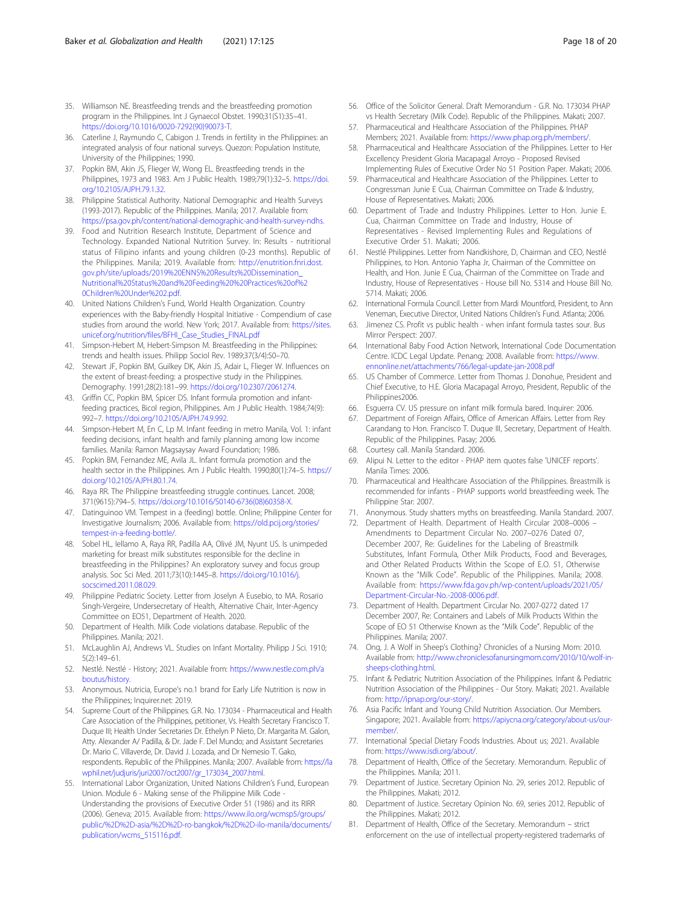35. Williamson NE. Breastfeeding trends and the breastfeeding promotion program in the Philippines. Int J Gynaecol Obstet. 1990;31(S1):35–41. https://doi.org/10.1016/0020-7292(90)90073-T.
36. Caterline J, Raymundo C, Cabigon J. Trends in fertility in the Philippines: an integrated analysis of four national surveys. Quezon: Population Institute, University of the Philippines; 1990.
37. Popkin BM, Akin JS, Flieger W, Wong EL. Breastfeeding trends in the Philippines, 1973 and 1983. Am J Public Health. 1989;79(1):32–5. https://doi.org/10.2105/AJPH.79.1.32.
38. Philippine Statistical Authority. National Demographic and Health Surveys (1993-2017). Republic of the Philippines. Manila; 2017. Available from: https://psa.gov.ph/content/national-demographic-and-health-survey-ndhs.
39. Food and Nutrition Research Institute, Department of Science and Technology. Expanded National Nutrition Survey. In: Results - nutritional status of Filipino infants and young children (0-23 months). Republic of the Philippines. Manila; 2019. Available from: http://enutrition.fnri.dost.gov.ph/site/uploads/2019%20ENNS%20Results%20Dissemination_Nutritional%20Status%20and%20Feeding%20%20Practices%20of%20Children%20Under%202.pdf.
40. United Nations Children's Fund, World Health Organization. Country experiences with the Baby-friendly Hospital Initiative - Compendium of case studies from around the world. New York; 2017. Available from: https://sites.unicef.org/nutrition/files/BFHI_Case_Studies_FINAL.pdf
41. Simpson-Hebert M, Hebert-Simpson M. Breastfeeding in the Philippines: trends and health issues. Philipp Sociol Rev. 1989;37(3/4):50–70.
42. Stewart JF, Popkin BM, Guilkey DK, Akin JS, Adair L, Flieger W. Influences on the extent of breast-feeding: a prospective study in the Philippines. Demography. 1991;28(2):181–99. https://doi.org/10.2307/2061274.
43. Griffin CC, Popkin BM, Spicer DS. Infant formula promotion and infant-feeding practices, Bicol region, Philippines. Am J Public Health. 1984;74(9): 992–7. https://doi.org/10.2105/AJPH.74.9.992.
44. Simpson-Hebert M, En C, Lp M. Infant feeding in metro Manila, Vol. 1: infant feeding decisions, infant health and family planning among low income families. Manila: Ramon Magsaysay Award Foundation; 1986.
45. Popkin BM, Fernandez ME, Avila JL. Infant formula promotion and the health sector in the Philippines. Am J Public Health. 1990;80(1):74–5. https://doi.org/10.2105/AJPH.80.1.74.
46. Raya RR. The Philippine breastfeeding struggle continues. Lancet. 2008; 371(9615):794–5. https://doi.org/10.1016/S0140-6736(08)60358-X.
47. Datinguinoo VM. Tempest in a (feeding) bottle. Online; Philippine Center for Investigative Journalism; 2006. Available from: https://old.pcij.org/stories/tempest-in-a-feeding-bottle/.
48. Sobel HL, Iellamo A, Raya RR, Padilla AA, Olivé JM, Nyunt US. Is unimpeded marketing for breast milk substitutes responsible for the decline in breastfeeding in the Philippines? An exploratory survey and focus group analysis. Soc Sci Med. 2011;73(10):1445–8. https://doi.org/10.1016/j.socscimed.2011.08.029.
49. Philippine Pediatric Society. Letter from Joselyn A Eusebio, to MA. Rosario Singh-Vergeire, Undersecretary of Health, Alternative Chair, Inter-Agency Committee on EO51, Department of Health. 2020.
50. Department of Health. Milk Code violations database. Republic of the Philippines. Manila; 2021.
51. McLaughlin AJ, Andrews VL. Studies on Infant Mortality. Philipp J Sci. 1910; 5(2):149–61.
52. Nestlé. Nestlé - History; 2021. Available from: https://www.nestle.com.ph/aboutus/history.
53. Anonymous. Nutricia, Europe's no.1 brand for Early Life Nutrition is now in the Philippines; Inquirer.net: 2019.
54. Supreme Court of the Philippines. G.R. No. 173034 - Pharmaceutical and Health Care Association of the Philippines, petitioner, Vs. Health Secretary Francisco T. Duque III; Health Under Secretaries Dr. Ethelyn P Nieto, Dr. Margarita M. Galon, Atty. Alexander A/ Padilla, & Dr. Jade F. Del Mundo; and Assistant Secretaries Dr. Mario C. Villaverde, Dr. David J. Lozada, and Dr Nemesio T. Gako, respondents. Republic of the Philippines. Manila; 2007. Available from: https://lawphil.net/judjuris/juri2007/oct2007/gr_173034_2007.html.
55. International Labor Organization, United Nations Children's Fund, European Union. Module 6 - Making sense of the Philippine Milk Code - Understanding the provisions of Executive Order 51 (1986) and its RIRR (2006). Geneva; 2015. Available from: https://www.ilo.org/wcmsp5/groups/public/%2D%2D-asia/%2D%2D-ro-bangkok/%2D%2D-ilo-manila/documents/publication/wcms_515116.pdf.
56. Office of the Solicitor General. Draft Memorandum - G.R. No. 173034 PHAP vs Health Secretary (Milk Code). Republic of the Philippines. Makati; 2007.
57. Pharmaceutical and Healthcare Association of the Philippines. PHAP Members; 2021. Available from: https://www.phap.org.ph/members/.
58. Pharmaceutical and Healthcare Association of the Philippines. Letter to Her Excellency President Gloria Macapagal Arroyo - Proposed Revised Implementing Rules of Executive Order No 51 Position Paper. Makati; 2006.
59. Pharmaceutical and Healthcare Association of the Philippines. Letter to Congressman Junie E Cua, Chairman Committee on Trade & Industry, House of Representatives. Makati; 2006.
60. Department of Trade and Industry Philippines. Letter to Hon. Junie E. Cua, Chairman Committee on Trade and Industry, House of Representatives - Revised Implementing Rules and Regulations of Executive Order 51. Makati; 2006.
61. Nestlé Philippines. Letter from Nandkishore, D, Chairman and CEO, Nestlé Philippines, to Hon. Antonio Yapha Jr, Chairman of the Committee on Health, and Hon. Junie E Cua, Chairman of the Committee on Trade and Industry, House of Representatives - House bill No. 5314 and House Bill No. 5714. Makati; 2006.
62. International Formula Council. Letter from Mardi Mountford, President, to Ann Veneman, Executive Director, United Nations Children's Fund. Atlanta; 2006.
63. Jimenez CS. Profit vs public health - when infant formula tastes sour. Bus Mirror Perspect: 2007.
64. International Baby Food Action Network, International Code Documentation Centre. ICDC Legal Update. Penang; 2008. Available from: https://www.ennonline.net/attachments/766/legal-update-jan-2008.pdf
65. US Chamber of Commerce. Letter from Thomas J. Donohue, President and Chief Executive, to H.E. Gloria Macapagal Arroyo, President, Republic of the Philippines2006.
66. Esguerra CV. US pressure on infant milk formula bared. Inquirer: 2006.
67. Department of Foreign Affairs, Office of American Affairs. Letter from Rey Carandang to Hon. Francisco T. Duque III, Secretary, Department of Health. Republic of the Philippines. Pasay; 2006.
68. Courtesy call. Manila Standard. 2006.
69. Alipui N. Letter to the editor - PHAP item quotes false 'UNICEF reports'. Manila Times: 2006.
70. Pharmaceutical and Healthcare Association of the Philippines. Breastmilk is recommended for infants - PHAP supports world breastfeeding week. The Philippine Star: 2007.
71. Anonymous. Study shatters myths on breastfeeding. Manila Standard. 2007.
72. Department of Health. Department of Health Circular 2008–0006 – Amendments to Department Circular No. 2007–0276 Dated 07, December 2007, Re: Guidelines for the Labeling of Breastmilk Substitutes, Infant Formula, Other Milk Products, Food and Beverages, and Other Related Products Within the Scope of E.O. 51, Otherwise Known as the "Milk Code". Republic of the Philippines. Manila; 2008. Available from: https://www.fda.gov.ph/wp-content/uploads/2021/05/Department-Circular-No.-2008-0006.pdf.
73. Department of Health. Department Circular No. 2007-0272 dated 17 December 2007, Re: Containers and Labels of Milk Products Within the Scope of EO 51 Otherwise Known as the "Milk Code". Republic of the Philippines. Manila; 2007.
74. Ong, J. A Wolf in Sheep's Clothing? Chronicles of a Nursing Mom: 2010. Available from: http://www.chroniclesofanursingmom.com/2010/10/wolf-in-sheeps-clothing.html.
75. Infant & Pediatric Nutrition Association of the Philippines. Infant & Pediatric Nutrition Association of the Philippines - Our Story. Makati; 2021. Available from: http://ipnap.org/our-story/.
76. Asia Pacific Infant and Young Child Nutrition Association. Our Members. Singapore; 2021. Available from: https://apiycna.org/category/about-us/our-member/.
77. International Special Dietary Foods Industries. About us; 2021. Available from: https://www.isdi.org/about/.
78. Department of Health, Office of the Secretary. Memorandum. Republic of the Philippines. Manila; 2011.
79. Department of Justice. Secretary Opinion No. 29, series 2012. Republic of the Philippines. Makati; 2012.
80. Department of Justice. Secretary Opinion No. 69, series 2012. Republic of the Philippines. Makati; 2012.
81. Department of Health, Office of the Secretary. Memorandum – strict enforcement on the use of intellectual property-registered trademarks of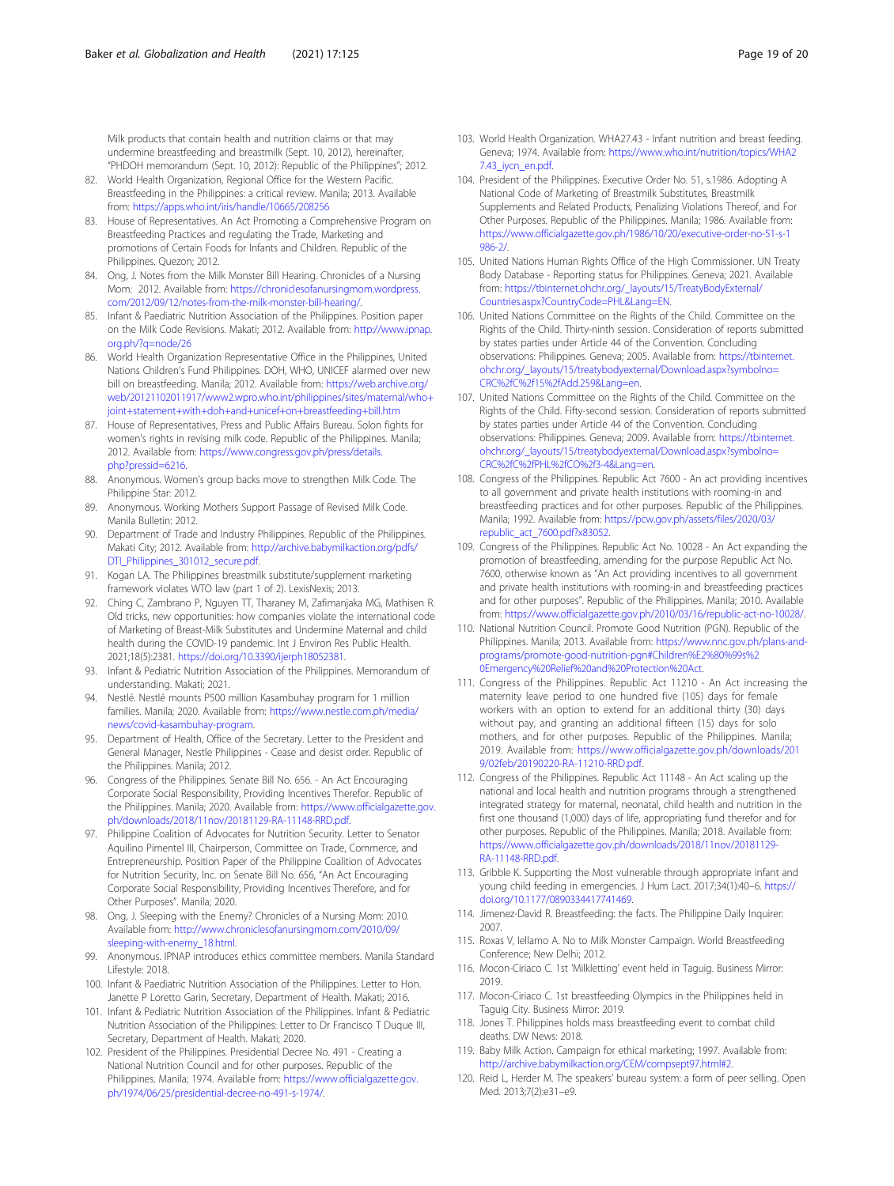Milk products that contain health and nutrition claims or that may undermine breastfeeding and breastmilk (Sept. 10, 2012), hereinafter, "PHDOH memorandum (Sept. 10, 2012): Republic of the Philippines"; 2012.

82. World Health Organization, Regional Office for the Western Pacific. Breastfeeding in the Philippines: a critical review. Manila; 2013. Available from: https://apps.who.int/iris/handle/10665/208256
83. House of Representatives. An Act Promoting a Comprehensive Program on Breastfeeding Practices and regulating the Trade, Marketing and promotions of Certain Foods for Infants and Children. Republic of the Philippines. Quezon; 2012.
84. Ong, J. Notes from the Milk Monster Bill Hearing. Chronicles of a Nursing Mom: 2012. Available from: https://chroniclesofanursingmom.wordpress.com/2012/09/12/notes-from-the-milk-monster-bill-hearing/.
85. Infant & Paediatric Nutrition Association of the Philippines. Position paper on the Milk Code Revisions. Makati; 2012. Available from: http://www.ipnap.org.ph/?q=node/26
86. World Health Organization Representative Office in the Philippines, United Nations Children's Fund Philippines. DOH, WHO, UNICEF alarmed over new bill on breastfeeding. Manila; 2012. Available from: https://web.archive.org/web/20121102011917/www2.wpro.who.int/philippines/sites/maternal/who+joint+statement+with+doh+and+unicef+on+breastfeeding+bill.htm
87. House of Representatives, Press and Public Affairs Bureau. Solon fights for women's rights in revising milk code. Republic of the Philippines. Manila; 2012. Available from: https://www.congress.gov.ph/press/details.php?pressid=6216.
88. Anonymous. Women's group backs move to strengthen Milk Code. The Philippine Star: 2012.
89. Anonymous. Working Mothers Support Passage of Revised Milk Code. Manila Bulletin: 2012.
90. Department of Trade and Industry Philippines. Republic of the Philippines. Makati City; 2012. Available from: http://archive.babymilkaction.org/pdfs/DTI_Philippines_301012_secure.pdf.
91. Kogan LA. The Philippines breastmilk substitute/supplement marketing framework violates WTO law (part 1 of 2). LexisNexis; 2013.
92. Ching C, Zambrano P, Nguyen TT, Tharaney M, Zafimanjaka MG, Mathisen R. Old tricks, new opportunities: how companies violate the international code of Marketing of Breast-Milk Substitutes and Undermine Maternal and child health during the COVID-19 pandemic. Int J Environ Res Public Health. 2021;18(5):2381. https://doi.org/10.3390/ijerph18052381.
93. Infant & Pediatric Nutrition Association of the Philippines. Memorandum of understanding. Makati; 2021.
94. Nestlé. Nestlé mounts P500 million Kasambuhay program for 1 million families. Manila; 2020. Available from: https://www.nestle.com.ph/media/news/covid-kasambuhay-program.
95. Department of Health, Office of the Secretary. Letter to the President and General Manager, Nestle Philippines - Cease and desist order. Republic of the Philippines. Manila; 2012.
96. Congress of the Philippines. Senate Bill No. 656. - An Act Encouraging Corporate Social Responsibility, Providing Incentives Therefor. Republic of the Philippines. Manila; 2020. Available from: https://www.officialgazette.gov.ph/downloads/2018/11nov/20181129-RA-11148-RRD.pdf.
97. Philippine Coalition of Advocates for Nutrition Security. Letter to Senator Aquilino Pimentel III, Chairperson, Committee on Trade, Commerce, and Entrepreneurship. Position Paper of the Philippine Coalition of Advocates for Nutrition Security, Inc. on Senate Bill No. 656, "An Act Encouraging Corporate Social Responsibility, Providing Incentives Therefore, and for Other Purposes". Manila; 2020.
98. Ong, J. Sleeping with the Enemy? Chronicles of a Nursing Mom: 2010. Available from: http://www.chroniclesofanursingmom.com/2010/09/sleeping-with-enemy_18.html.
99. Anonymous. IPNAP introduces ethics committee members. Manila Standard Lifestyle: 2018.
100. Infant & Paediatric Nutrition Association of the Philippines. Letter to Hon. Janette P Loretto Garin, Secretary, Department of Health. Makati; 2016.
101. Infant & Pediatric Nutrition Association of the Philippines. Infant & Pediatric Nutrition Association of the Philippines: Letter to Dr Francisco T Duque III, Secretary, Department of Health. Makati; 2020.
102. President of the Philippines. Presidential Decree No. 491 - Creating a National Nutrition Council and for other purposes. Republic of the Philippines. Manila; 1974. Available from: https://www.officialgazette.gov.ph/1974/06/25/presidential-decree-no-491-s-1974/.
103. World Health Organization. WHA27.43 - Infant nutrition and breast feeding. Geneva; 1974. Available from: https://www.who.int/nutrition/topics/WHA27.43_iycn_en.pdf.
104. President of the Philippines. Executive Order No. 51, s.1986. Adopting A National Code of Marketing of Breastmilk Substitutes, Breastmilk Supplements and Related Products, Penalizing Violations Thereof, And For Other Purposes. Republic of the Philippines. Manila; 1986. Available from: https://www.officialgazette.gov.ph/1986/10/20/executive-order-no-51-s-1986-2/.
105. United Nations Human Rights Office of the High Commissioner. UN Treaty Body Database - Reporting status for Philippines. Geneva; 2021. Available from: https://tbinternet.ohchr.org/_layouts/15/TreatyBodyExternal/Countries.aspx?CountryCode=PHL&Lang=EN.
106. United Nations Committee on the Rights of the Child. Committee on the Rights of the Child. Thirty-ninth session. Consideration of reports submitted by states parties under Article 44 of the Convention. Concluding observations: Philippines. Geneva; 2005. Available from: https://tbinternet.ohchr.org/_layouts/15/treatybodyexternal/Download.aspx?symbolno=CRC%2fC%2f15%2fAdd.259&Lang=en.
107. United Nations Committee on the Rights of the Child. Committee on the Rights of the Child. Fifty-second session. Consideration of reports submitted by states parties under Article 44 of the Convention. Concluding observations: Philippines. Geneva; 2009. Available from: https://tbinternet.ohchr.org/_layouts/15/treatybodyexternal/Download.aspx?symbolno=CRC%2fC%2fPHL%2fCO%2f3-4&Lang=en.
108. Congress of the Philippines. Republic Act 7600 - An act providing incentives to all government and private health institutions with rooming-in and breastfeeding practices and for other purposes. Republic of the Philippines. Manila; 1992. Available from: https://pcw.gov.ph/assets/files/2020/03/republic_act_7600.pdf?x83052.
109. Congress of the Philippines. Republic Act No. 10028 - An Act expanding the promotion of breastfeeding, amending for the purpose Republic Act No. 7600, otherwise known as "An Act providing incentives to all government and private health institutions with rooming-in and breastfeeding practices and for other purposes". Republic of the Philippines. Manila; 2010. Available from: https://www.officialgazette.gov.ph/2010/03/16/republic-act-no-10028/.
110. National Nutrition Council. Promote Good Nutrition (PGN). Republic of the Philippines. Manila; 2013. Available from: https://www.nnc.gov.ph/plans-and-programs/promote-good-nutrition-pgn#Children%E2%80%99s%20Emergency%20Relief%20and%20Protection%20Act.
111. Congress of the Philippines. Republic Act 11210 - An Act increasing the maternity leave period to one hundred five (105) days for female workers with an option to extend for an additional thirty (30) days without pay, and granting an additional fifteen (15) days for solo mothers, and for other purposes. Republic of the Philippines. Manila; 2019. Available from: https://www.officialgazette.gov.ph/downloads/2019/02feb/20190220-RA-11210-RRD.pdf.
112. Congress of the Philippines. Republic Act 11148 - An Act scaling up the national and local health and nutrition programs through a strengthened integrated strategy for maternal, neonatal, child health and nutrition in the first one thousand (1,000) days of life, appropriating fund therefor and for other purposes. Republic of the Philippines. Manila; 2018. Available from: https://www.officialgazette.gov.ph/downloads/2018/11nov/20181129-RA-11148-RRD.pdf.
113. Gribble K. Supporting the Most vulnerable through appropriate infant and young child feeding in emergencies. J Hum Lact. 2017;34(1):40–6. https://doi.org/10.1177/0890334417741469.
114. Jimenez-David R. Breastfeeding: the facts. The Philippine Daily Inquirer: 2007.
115. Roxas V, Iellamo A. No to Milk Monster Campaign. World Breastfeeding Conference; New Delhi; 2012.
116. Mocon-Ciriaco C. 1st 'Milkletting' event held in Taguig. Business Mirror: 2019.
117. Mocon-Ciriaco C. 1st breastfeeding Olympics in the Philippines held in Taguig City. Business Mirror: 2019.
118. Jones T. Philippines holds mass breastfeeding event to combat child deaths. DW News: 2018.
119. Baby Milk Action. Campaign for ethical marketing; 1997. Available from: http://archive.babymilkaction.org/CEM/compsept97.html#2.
120. Reid L, Herder M. The speakers' bureau system: a form of peer selling. Open Med. 2013;7(2):e31–e9.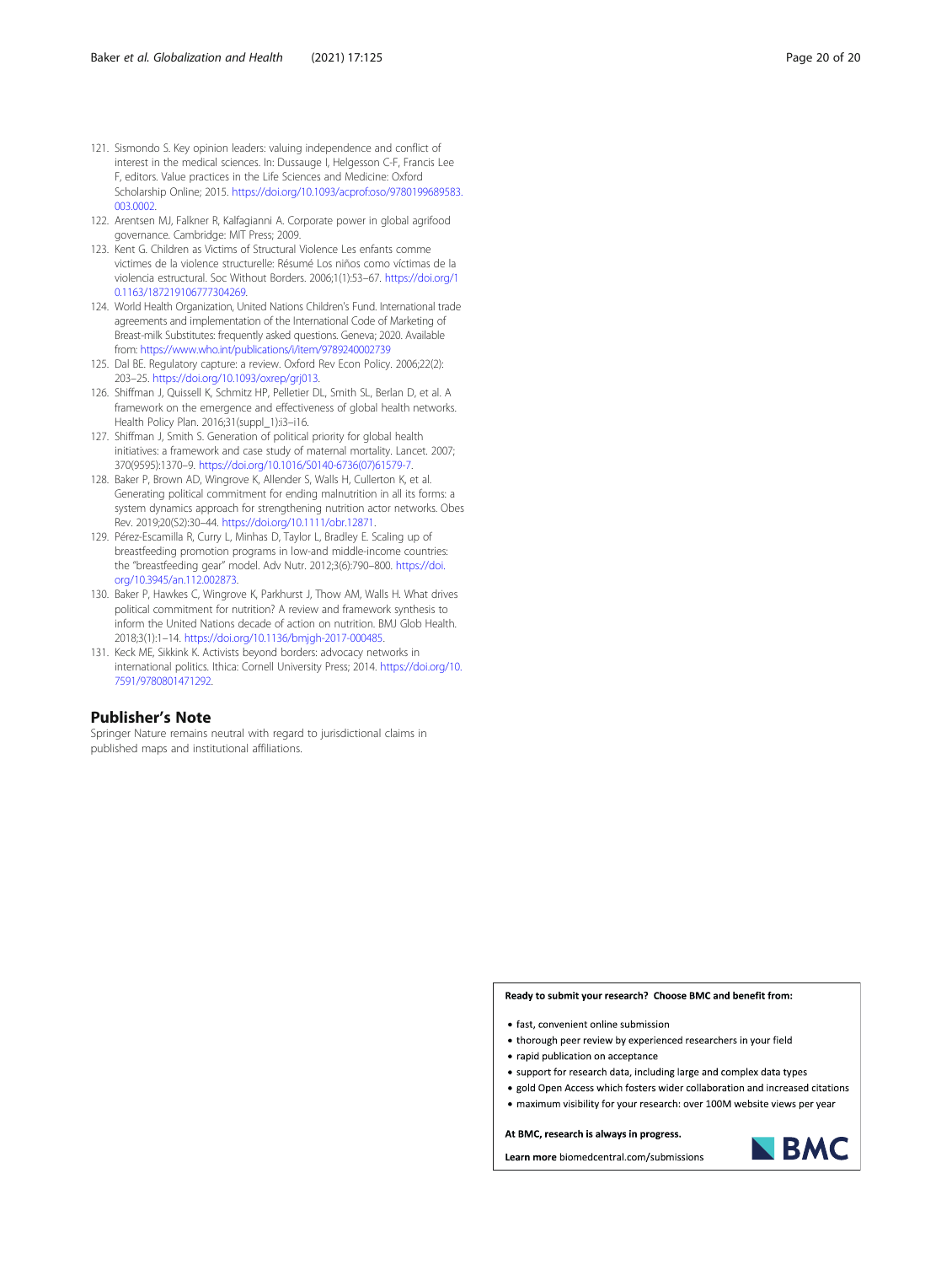121. Sismondo S. Key opinion leaders: valuing independence and conflict of interest in the medical sciences. In: Dussauge I, Helgesson C-F, Francis Lee F, editors. Value practices in the Life Sciences and Medicine: Oxford Scholarship Online; 2015. https://doi.org/10.1093/acprof:oso/9780199689583.003.0002.
122. Arentsen MJ, Falkner R, Kalfagianni A. Corporate power in global agrifood governance. Cambridge: MIT Press; 2009.
123. Kent G. Children as Victims of Structural Violence Les enfants comme victimes de la violence structurelle: Résumé Los niños como víctimas de la violencia estructural. Soc Without Borders. 2006;1(1):53–67. https://doi.org/10.1163/187219106777304269.
124. World Health Organization, United Nations Children's Fund. International trade agreements and implementation of the International Code of Marketing of Breast-milk Substitutes: frequently asked questions. Geneva; 2020. Available from: https://www.who.int/publications/i/item/9789240002739
125. Dal BE. Regulatory capture: a review. Oxford Rev Econ Policy. 2006;22(2):203–25. https://doi.org/10.1093/oxrep/grj013.
126. Shiffman J, Quissell K, Schmitz HP, Pelletier DL, Smith SL, Berlan D, et al. A framework on the emergence and effectiveness of global health networks. Health Policy Plan. 2016;31(suppl_1):i3–i16.
127. Shiffman J, Smith S. Generation of political priority for global health initiatives: a framework and case study of maternal mortality. Lancet. 2007;370(9595):1370–9. https://doi.org/10.1016/S0140-6736(07)61579-7.
128. Baker P, Brown AD, Wingrove K, Allender S, Walls H, Cullerton K, et al. Generating political commitment for ending malnutrition in all its forms: a system dynamics approach for strengthening nutrition actor networks. Obes Rev. 2019;20(S2):30–44. https://doi.org/10.1111/obr.12871.
129. Pérez-Escamilla R, Curry L, Minhas D, Taylor L, Bradley E. Scaling up of breastfeeding promotion programs in low-and middle-income countries: the "breastfeeding gear" model. Adv Nutr. 2012;3(6):790–800. https://doi.org/10.3945/an.112.002873.
130. Baker P, Hawkes C, Wingrove K, Parkhurst J, Thow AM, Walls H. What drives political commitment for nutrition? A review and framework synthesis to inform the United Nations decade of action on nutrition. BMJ Glob Health. 2018;3(1):1–14. https://doi.org/10.1136/bmjgh-2017-000485.
131. Keck ME, Sikkink K. Activists beyond borders: advocacy networks in international politics. Ithica: Cornell University Press; 2014. https://doi.org/10.7591/9780801471292.

## Publisher's Note

Springer Nature remains neutral with regard to jurisdictional claims in published maps and institutional affiliations.

**Ready to submit your research? Choose BMC and benefit from:**

- fast, convenient online submission
- thorough peer review by experienced researchers in your field
- rapid publication on acceptance
- support for research data, including large and complex data types
- gold Open Access which fosters wider collaboration and increased citations
- maximum visibility for your research: over 100M website views per year

**At BMC, research is always in progress.**

**Learn more** biomedcentral.com/submissions

BMC